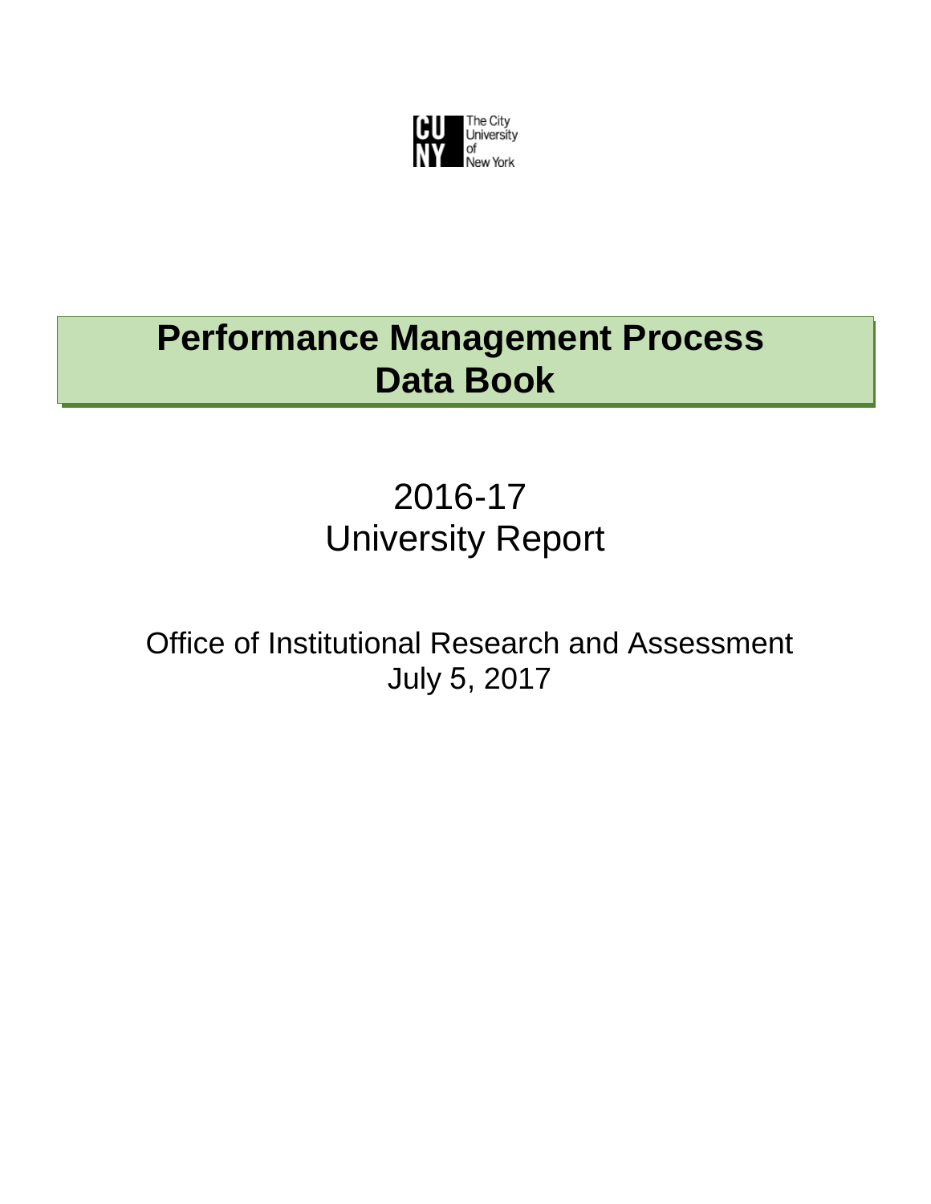CUNY The City University of New York

# Performance Management Process Data Book

2016-17
University Report

Office of Institutional Research and Assessment
July 5, 2017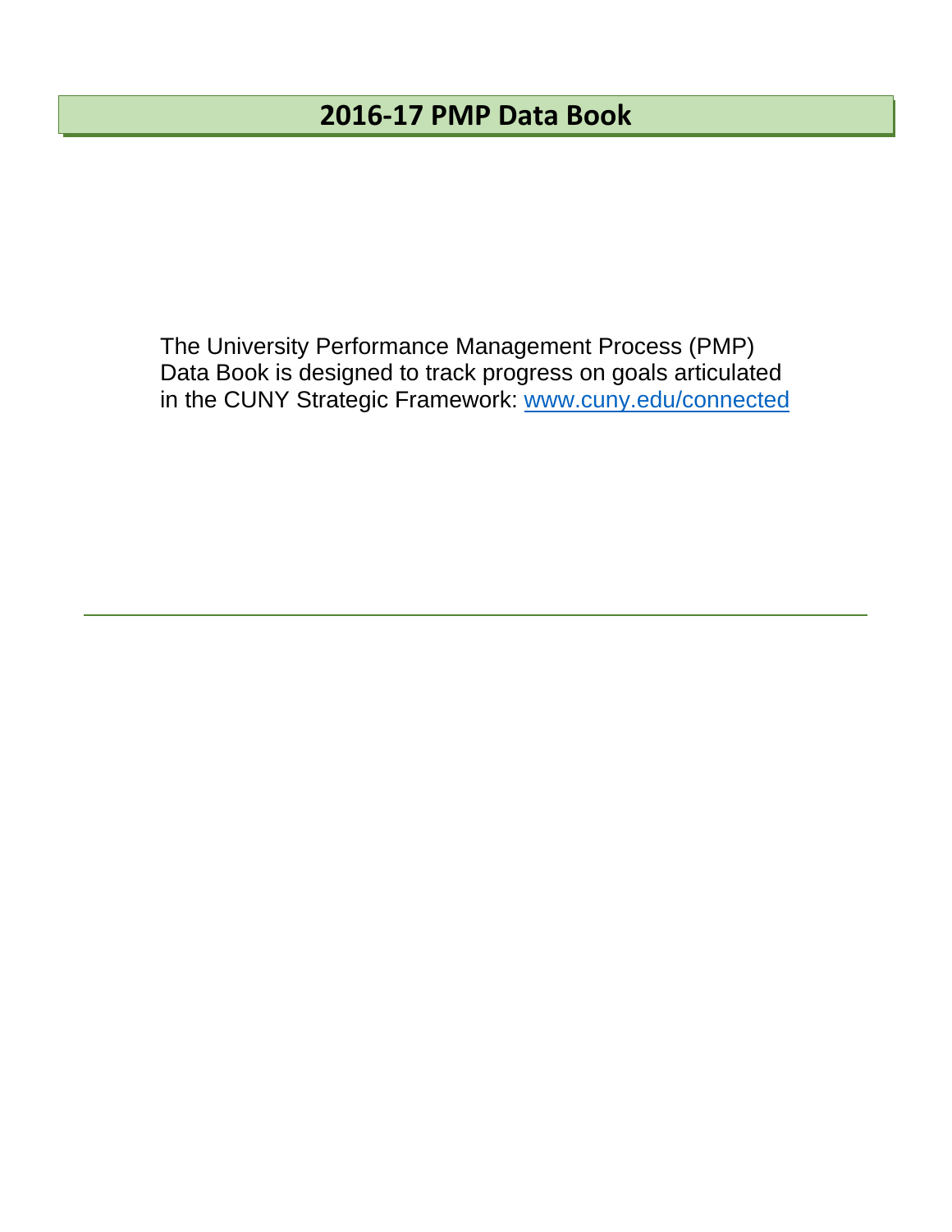# 2016-17 PMP Data Book

The University Performance Management Process (PMP) Data Book is designed to track progress on goals articulated in the CUNY Strategic Framework: [www.cuny.edu/connected](http://www.cuny.edu/connected)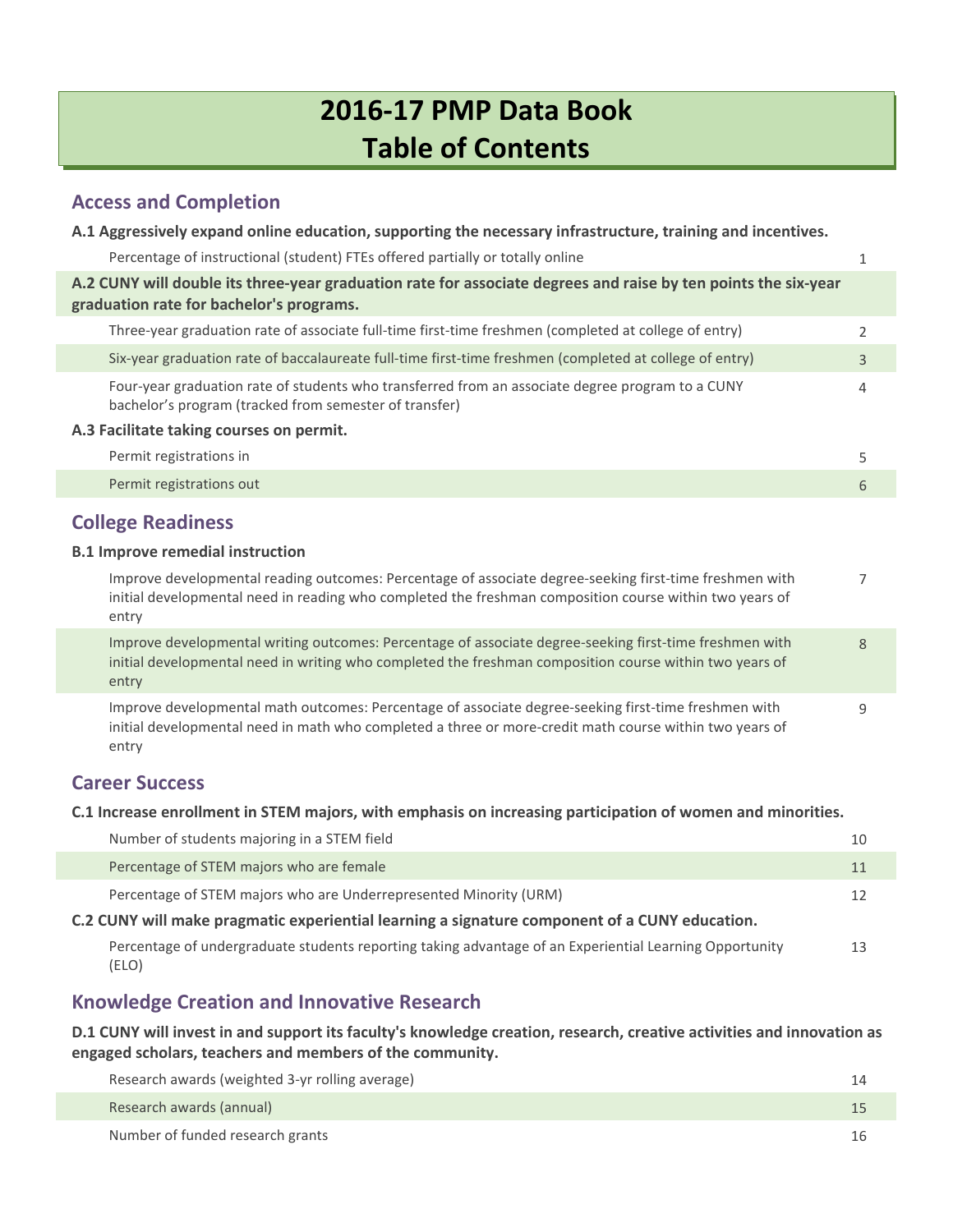# 2016-17 PMP Data Book
# Table of Contents

## Access and Completion

**A.1 Aggressively expand online education, supporting the necessary infrastructure, training and incentives.**

| | |
|---|---|
| Percentage of instructional (student) FTEs offered partially or totally online | 1 |

**A.2 CUNY will double its three-year graduation rate for associate degrees and raise by ten points the six-year graduation rate for bachelor's programs.**

| | |
|---|---|
| Three-year graduation rate of associate full-time first-time freshmen (completed at college of entry) | 2 |
| Six-year graduation rate of baccalaureate full-time first-time freshmen (completed at college of entry) | 3 |
| Four-year graduation rate of students who transferred from an associate degree program to a CUNY bachelor's program (tracked from semester of transfer) | 4 |

**A.3 Facilitate taking courses on permit.**

| | |
|---|---|
| Permit registrations in | 5 |
| Permit registrations out | 6 |

## College Readiness

**B.1 Improve remedial instruction**

| | |
|---|---|
| Improve developmental reading outcomes: Percentage of associate degree-seeking first-time freshmen with initial developmental need in reading who completed the freshman composition course within two years of entry | 7 |
| Improve developmental writing outcomes: Percentage of associate degree-seeking first-time freshmen with initial developmental need in writing who completed the freshman composition course within two years of entry | 8 |
| Improve developmental math outcomes: Percentage of associate degree-seeking first-time freshmen with initial developmental need in math who completed a three or more-credit math course within two years of entry | 9 |

## Career Success

**C.1 Increase enrollment in STEM majors, with emphasis on increasing participation of women and minorities.**

| | |
|---|---|
| Number of students majoring in a STEM field | 10 |
| Percentage of STEM majors who are female | 11 |
| Percentage of STEM majors who are Underrepresented Minority (URM) | 12 |

**C.2 CUNY will make pragmatic experiential learning a signature component of a CUNY education.**

| | |
|---|---|
| Percentage of undergraduate students reporting taking advantage of an Experiential Learning Opportunity (ELO) | 13 |

## Knowledge Creation and Innovative Research

**D.1 CUNY will invest in and support its faculty's knowledge creation, research, creative activities and innovation as engaged scholars, teachers and members of the community.**

| | |
|---|---|
| Research awards (weighted 3-yr rolling average) | 14 |
| Research awards (annual) | 15 |
| Number of funded research grants | 16 |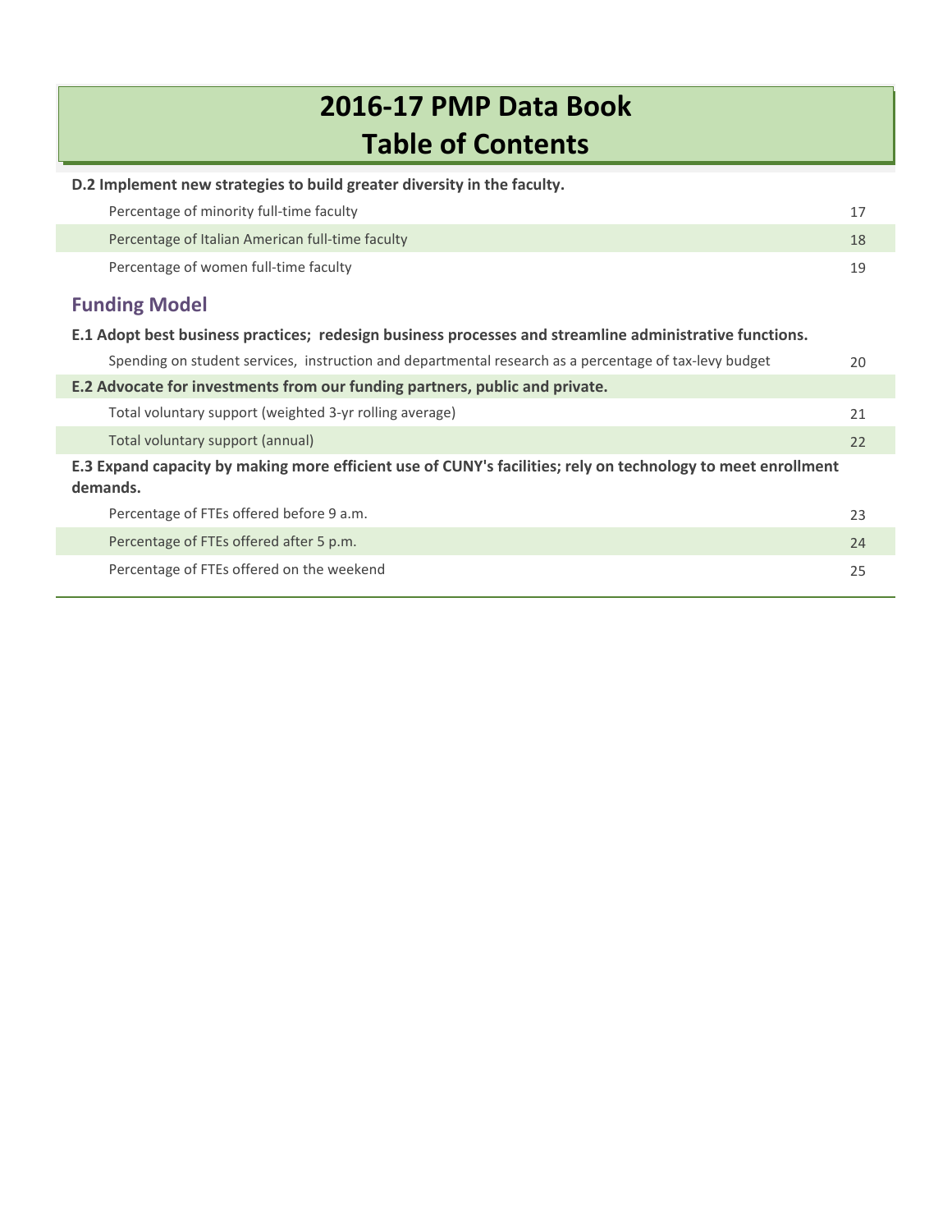# 2016-17 PMP Data Book
# Table of Contents

**D.2 Implement new strategies to build greater diversity in the faculty.**

| | |
|---|---|
| Percentage of minority full-time faculty | 17 |
| Percentage of Italian American full-time faculty | 18 |
| Percentage of women full-time faculty | 19 |

## Funding Model

**E.1 Adopt best business practices; redesign business processes and streamline administrative functions.**

| | |
|---|---|
| Spending on student services, instruction and departmental research as a percentage of tax-levy budget | 20 |

**E.2 Advocate for investments from our funding partners, public and private.**

| | |
|---|---|
| Total voluntary support (weighted 3-yr rolling average) | 21 |
| Total voluntary support (annual) | 22 |

**E.3 Expand capacity by making more efficient use of CUNY's facilities; rely on technology to meet enrollment demands.**

| | |
|---|---|
| Percentage of FTEs offered before 9 a.m. | 23 |
| Percentage of FTEs offered after 5 p.m. | 24 |
| Percentage of FTEs offered on the weekend | 25 |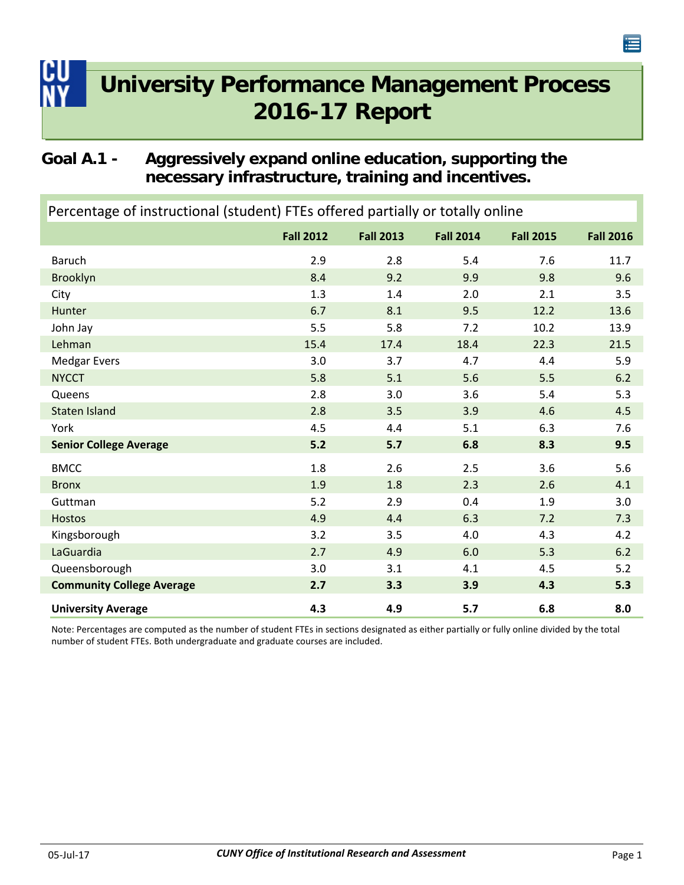# University Performance Management Process 2016-17 Report

## Goal A.1 - Aggressively expand online education, supporting the necessary infrastructure, training and incentives.

Percentage of instructional (student) FTEs offered partially or totally online

| | Fall 2012 | Fall 2013 | Fall 2014 | Fall 2015 | Fall 2016 |
|---|---|---|---|---|---|
| Baruch | 2.9 | 2.8 | 5.4 | 7.6 | 11.7 |
| Brooklyn | 8.4 | 9.2 | 9.9 | 9.8 | 9.6 |
| City | 1.3 | 1.4 | 2.0 | 2.1 | 3.5 |
| Hunter | 6.7 | 8.1 | 9.5 | 12.2 | 13.6 |
| John Jay | 5.5 | 5.8 | 7.2 | 10.2 | 13.9 |
| Lehman | 15.4 | 17.4 | 18.4 | 22.3 | 21.5 |
| Medgar Evers | 3.0 | 3.7 | 4.7 | 4.4 | 5.9 |
| NYCCT | 5.8 | 5.1 | 5.6 | 5.5 | 6.2 |
| Queens | 2.8 | 3.0 | 3.6 | 5.4 | 5.3 |
| Staten Island | 2.8 | 3.5 | 3.9 | 4.6 | 4.5 |
| York | 4.5 | 4.4 | 5.1 | 6.3 | 7.6 |
| **Senior College Average** | **5.2** | **5.7** | **6.8** | **8.3** | **9.5** |
| BMCC | 1.8 | 2.6 | 2.5 | 3.6 | 5.6 |
| Bronx | 1.9 | 1.8 | 2.3 | 2.6 | 4.1 |
| Guttman | 5.2 | 2.9 | 0.4 | 1.9 | 3.0 |
| Hostos | 4.9 | 4.4 | 6.3 | 7.2 | 7.3 |
| Kingsborough | 3.2 | 3.5 | 4.0 | 4.3 | 4.2 |
| LaGuardia | 2.7 | 4.9 | 6.0 | 5.3 | 6.2 |
| Queensborough | 3.0 | 3.1 | 4.1 | 4.5 | 5.2 |
| **Community College Average** | **2.7** | **3.3** | **3.9** | **4.3** | **5.3** |
| **University Average** | **4.3** | **4.9** | **5.7** | **6.8** | **8.0** |

Note: Percentages are computed as the number of student FTEs in sections designated as either partially or fully online divided by the total number of student FTEs. Both undergraduate and graduate courses are included.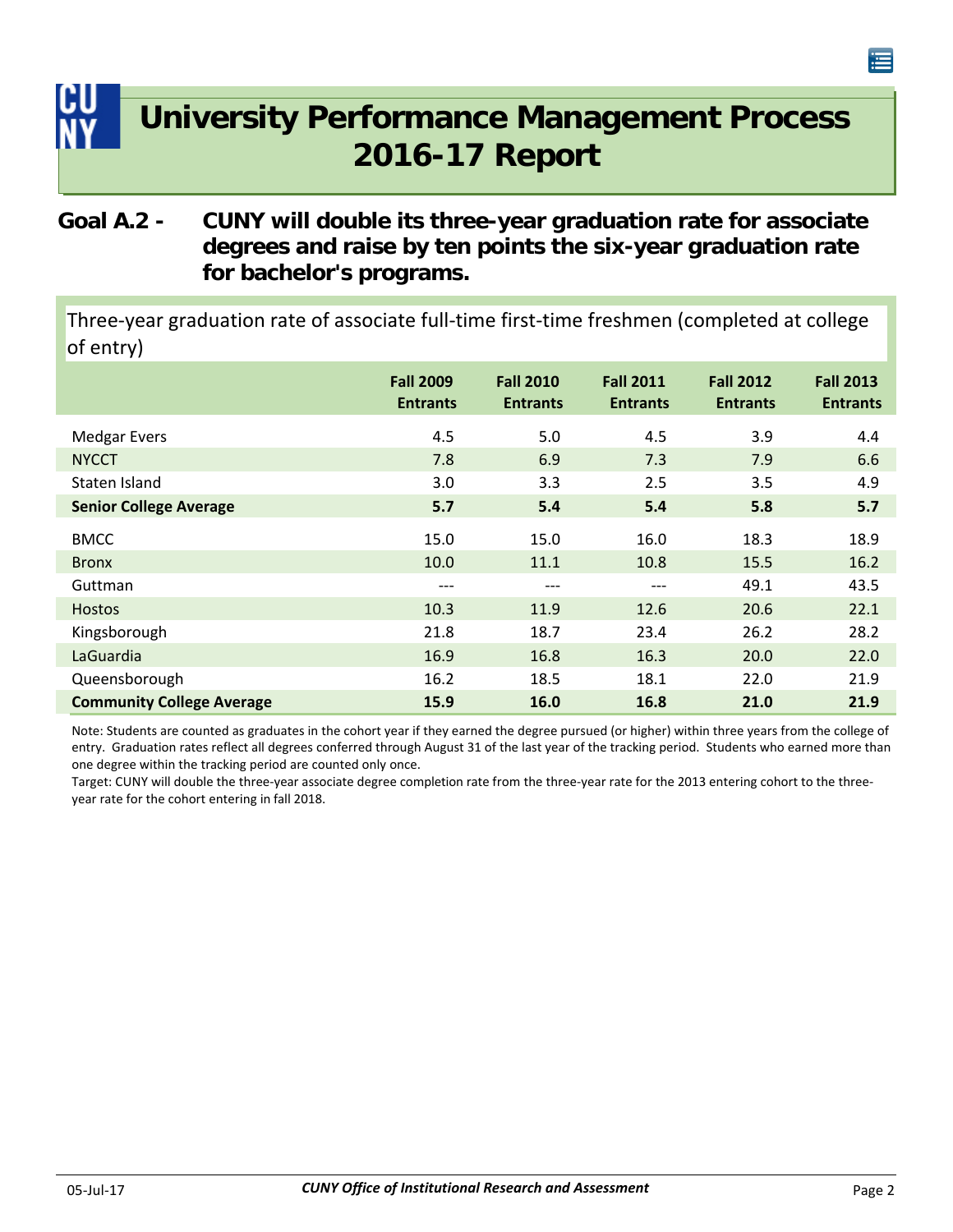# University Performance Management Process 2016-17 Report

## Goal A.2 - CUNY will double its three-year graduation rate for associate degrees and raise by ten points the six-year graduation rate for bachelor's programs.

Three-year graduation rate of associate full-time first-time freshmen (completed at college of entry)

| | Fall 2009 Entrants | Fall 2010 Entrants | Fall 2011 Entrants | Fall 2012 Entrants | Fall 2013 Entrants |
|---|---|---|---|---|---|
| Medgar Evers | 4.5 | 5.0 | 4.5 | 3.9 | 4.4 |
| NYCCT | 7.8 | 6.9 | 7.3 | 7.9 | 6.6 |
| Staten Island | 3.0 | 3.3 | 2.5 | 3.5 | 4.9 |
| **Senior College Average** | **5.7** | **5.4** | **5.4** | **5.8** | **5.7** |
| BMCC | 15.0 | 15.0 | 16.0 | 18.3 | 18.9 |
| Bronx | 10.0 | 11.1 | 10.8 | 15.5 | 16.2 |
| Guttman | --- | --- | --- | 49.1 | 43.5 |
| Hostos | 10.3 | 11.9 | 12.6 | 20.6 | 22.1 |
| Kingsborough | 21.8 | 18.7 | 23.4 | 26.2 | 28.2 |
| LaGuardia | 16.9 | 16.8 | 16.3 | 20.0 | 22.0 |
| Queensborough | 16.2 | 18.5 | 18.1 | 22.0 | 21.9 |
| **Community College Average** | **15.9** | **16.0** | **16.8** | **21.0** | **21.9** |

Note: Students are counted as graduates in the cohort year if they earned the degree pursued (or higher) within three years from the college of entry. Graduation rates reflect all degrees conferred through August 31 of the last year of the tracking period. Students who earned more than one degree within the tracking period are counted only once.

Target: CUNY will double the three-year associate degree completion rate from the three-year rate for the 2013 entering cohort to the three-year rate for the cohort entering in fall 2018.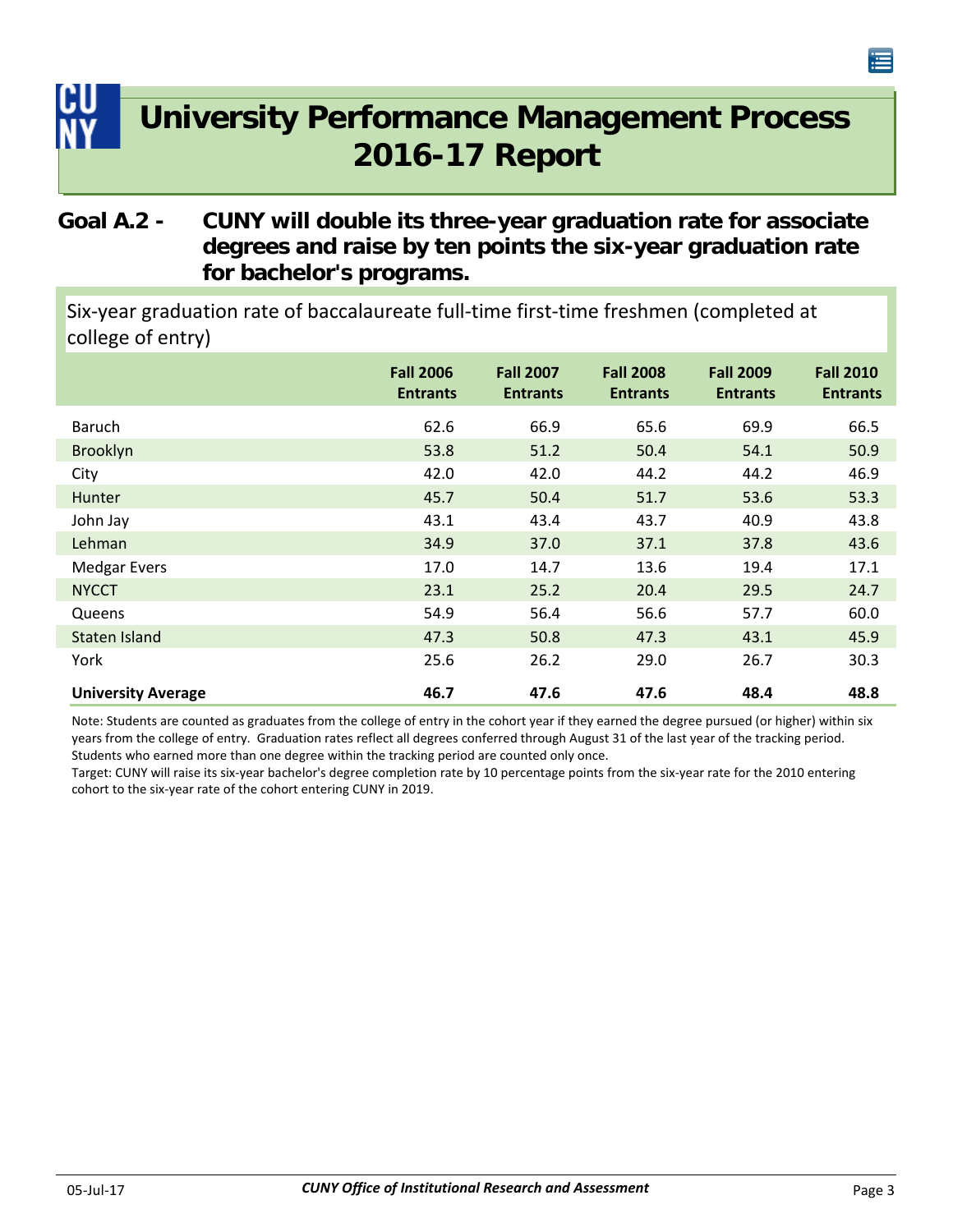# University Performance Management Process 2016-17 Report

## Goal A.2 - CUNY will double its three-year graduation rate for associate degrees and raise by ten points the six-year graduation rate for bachelor's programs.

### Six-year graduation rate of baccalaureate full-time first-time freshmen (completed at college of entry)

| | Fall 2006 Entrants | Fall 2007 Entrants | Fall 2008 Entrants | Fall 2009 Entrants | Fall 2010 Entrants |
|---|---|---|---|---|---|
| Baruch | 62.6 | 66.9 | 65.6 | 69.9 | 66.5 |
| Brooklyn | 53.8 | 51.2 | 50.4 | 54.1 | 50.9 |
| City | 42.0 | 42.0 | 44.2 | 44.2 | 46.9 |
| Hunter | 45.7 | 50.4 | 51.7 | 53.6 | 53.3 |
| John Jay | 43.1 | 43.4 | 43.7 | 40.9 | 43.8 |
| Lehman | 34.9 | 37.0 | 37.1 | 37.8 | 43.6 |
| Medgar Evers | 17.0 | 14.7 | 13.6 | 19.4 | 17.1 |
| NYCCT | 23.1 | 25.2 | 20.4 | 29.5 | 24.7 |
| Queens | 54.9 | 56.4 | 56.6 | 57.7 | 60.0 |
| Staten Island | 47.3 | 50.8 | 47.3 | 43.1 | 45.9 |
| York | 25.6 | 26.2 | 29.0 | 26.7 | 30.3 |
| **University Average** | **46.7** | **47.6** | **47.6** | **48.4** | **48.8** |

Note: Students are counted as graduates from the college of entry in the cohort year if they earned the degree pursued (or higher) within six years from the college of entry. Graduation rates reflect all degrees conferred through August 31 of the last year of the tracking period. Students who earned more than one degree within the tracking period are counted only once.

Target: CUNY will raise its six-year bachelor's degree completion rate by 10 percentage points from the six-year rate for the 2010 entering cohort to the six-year rate of the cohort entering CUNY in 2019.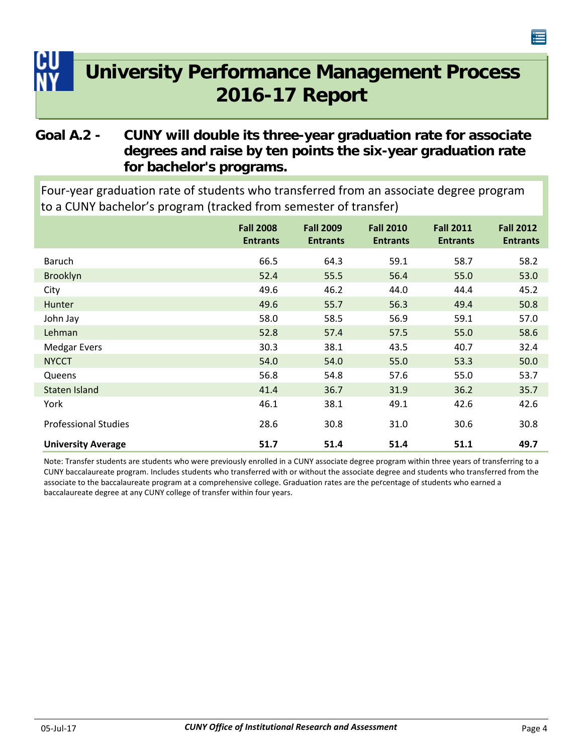# University Performance Management Process 2016-17 Report

## Goal A.2 - CUNY will double its three-year graduation rate for associate degrees and raise by ten points the six-year graduation rate for bachelor's programs.

Four-year graduation rate of students who transferred from an associate degree program to a CUNY bachelor's program (tracked from semester of transfer)

| | Fall 2008 Entrants | Fall 2009 Entrants | Fall 2010 Entrants | Fall 2011 Entrants | Fall 2012 Entrants |
|---|---|---|---|---|---|
| Baruch | 66.5 | 64.3 | 59.1 | 58.7 | 58.2 |
| Brooklyn | 52.4 | 55.5 | 56.4 | 55.0 | 53.0 |
| City | 49.6 | 46.2 | 44.0 | 44.4 | 45.2 |
| Hunter | 49.6 | 55.7 | 56.3 | 49.4 | 50.8 |
| John Jay | 58.0 | 58.5 | 56.9 | 59.1 | 57.0 |
| Lehman | 52.8 | 57.4 | 57.5 | 55.0 | 58.6 |
| Medgar Evers | 30.3 | 38.1 | 43.5 | 40.7 | 32.4 |
| NYCCT | 54.0 | 54.0 | 55.0 | 53.3 | 50.0 |
| Queens | 56.8 | 54.8 | 57.6 | 55.0 | 53.7 |
| Staten Island | 41.4 | 36.7 | 31.9 | 36.2 | 35.7 |
| York | 46.1 | 38.1 | 49.1 | 42.6 | 42.6 |
| Professional Studies | 28.6 | 30.8 | 31.0 | 30.6 | 30.8 |
| **University Average** | **51.7** | **51.4** | **51.4** | **51.1** | **49.7** |

Note: Transfer students are students who were previously enrolled in a CUNY associate degree program within three years of transferring to a CUNY baccalaureate program. Includes students who transferred with or without the associate degree and students who transferred from the associate to the baccalaureate program at a comprehensive college. Graduation rates are the percentage of students who earned a baccalaureate degree at any CUNY college of transfer within four years.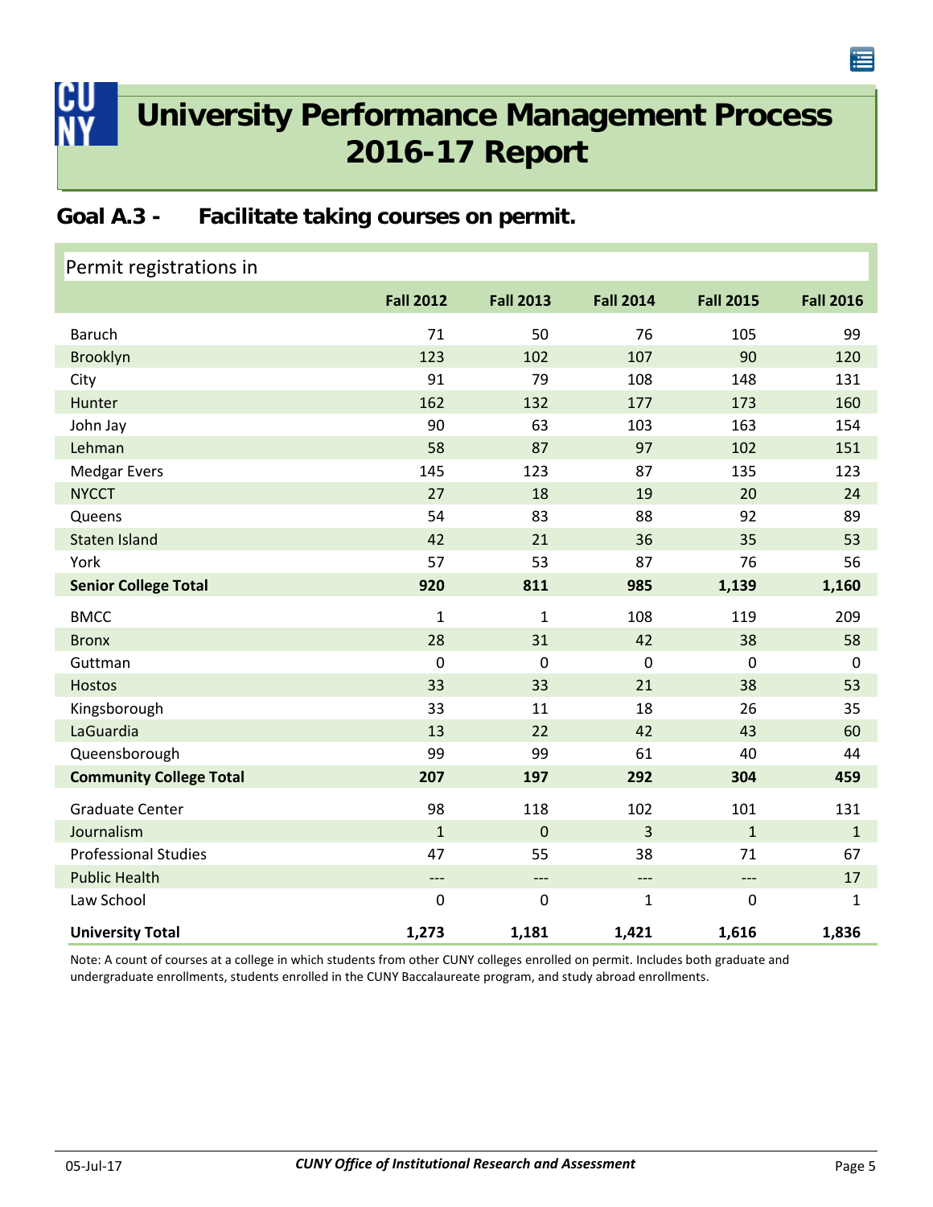# University Performance Management Process 2016-17 Report

## Goal A.3 - Facilitate taking courses on permit.

Permit registrations in

| | Fall 2012 | Fall 2013 | Fall 2014 | Fall 2015 | Fall 2016 |
|---|---|---|---|---|---|
| Baruch | 71 | 50 | 76 | 105 | 99 |
| Brooklyn | 123 | 102 | 107 | 90 | 120 |
| City | 91 | 79 | 108 | 148 | 131 |
| Hunter | 162 | 132 | 177 | 173 | 160 |
| John Jay | 90 | 63 | 103 | 163 | 154 |
| Lehman | 58 | 87 | 97 | 102 | 151 |
| Medgar Evers | 145 | 123 | 87 | 135 | 123 |
| NYCCT | 27 | 18 | 19 | 20 | 24 |
| Queens | 54 | 83 | 88 | 92 | 89 |
| Staten Island | 42 | 21 | 36 | 35 | 53 |
| York | 57 | 53 | 87 | 76 | 56 |
| **Senior College Total** | **920** | **811** | **985** | **1,139** | **1,160** |
| BMCC | 1 | 1 | 108 | 119 | 209 |
| Bronx | 28 | 31 | 42 | 38 | 58 |
| Guttman | 0 | 0 | 0 | 0 | 0 |
| Hostos | 33 | 33 | 21 | 38 | 53 |
| Kingsborough | 33 | 11 | 18 | 26 | 35 |
| LaGuardia | 13 | 22 | 42 | 43 | 60 |
| Queensborough | 99 | 99 | 61 | 40 | 44 |
| **Community College Total** | **207** | **197** | **292** | **304** | **459** |
| Graduate Center | 98 | 118 | 102 | 101 | 131 |
| Journalism | 1 | 0 | 3 | 1 | 1 |
| Professional Studies | 47 | 55 | 38 | 71 | 67 |
| Public Health | --- | --- | --- | --- | 17 |
| Law School | 0 | 0 | 1 | 0 | 1 |
| **University Total** | **1,273** | **1,181** | **1,421** | **1,616** | **1,836** |

Note: A count of courses at a college in which students from other CUNY colleges enrolled on permit. Includes both graduate and undergraduate enrollments, students enrolled in the CUNY Baccalaureate program, and study abroad enrollments.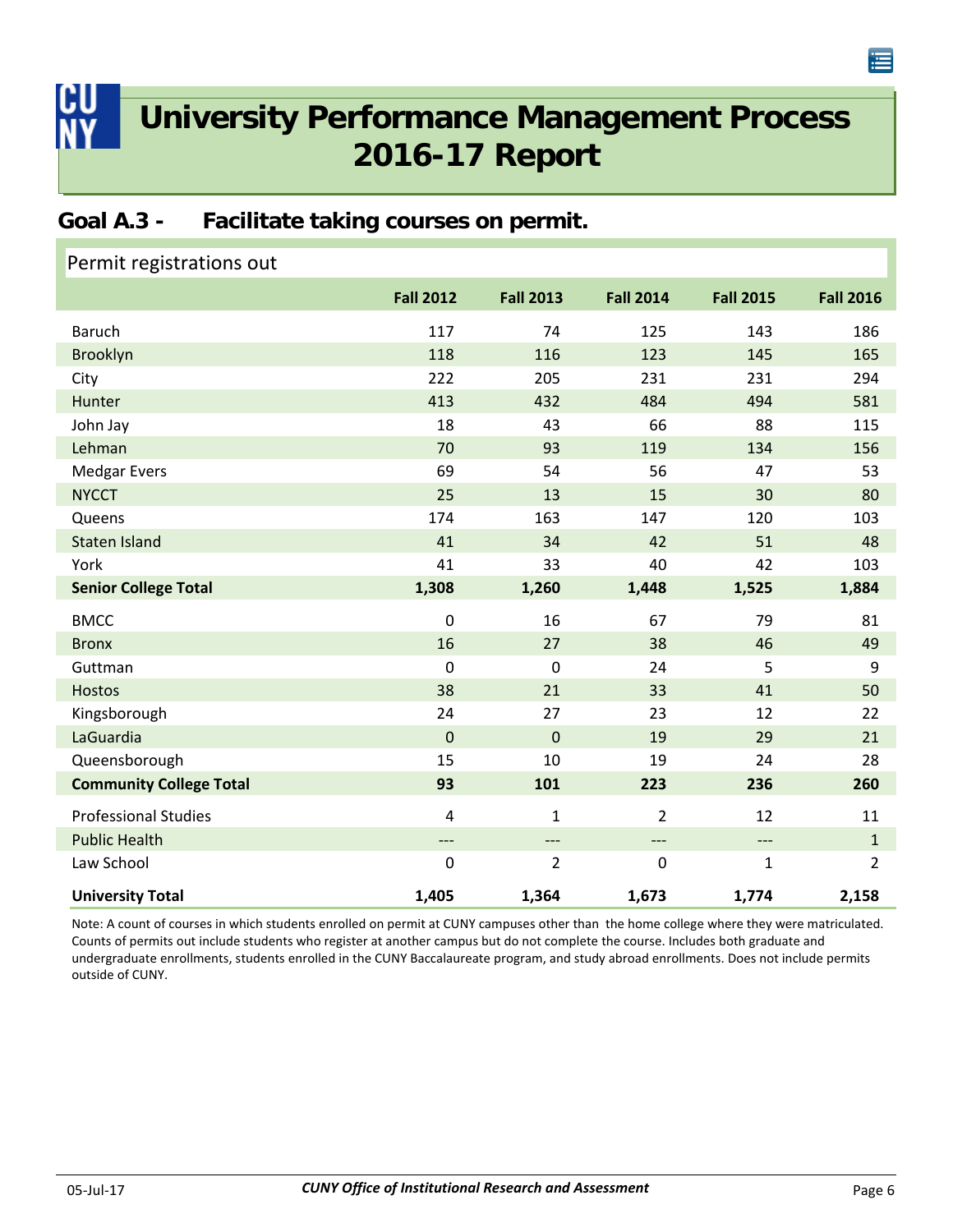# University Performance Management Process 2016-17 Report

## Goal A.3 - Facilitate taking courses on permit.

Permit registrations out

| | Fall 2012 | Fall 2013 | Fall 2014 | Fall 2015 | Fall 2016 |
|---|---|---|---|---|---|
| Baruch | 117 | 74 | 125 | 143 | 186 |
| Brooklyn | 118 | 116 | 123 | 145 | 165 |
| City | 222 | 205 | 231 | 231 | 294 |
| Hunter | 413 | 432 | 484 | 494 | 581 |
| John Jay | 18 | 43 | 66 | 88 | 115 |
| Lehman | 70 | 93 | 119 | 134 | 156 |
| Medgar Evers | 69 | 54 | 56 | 47 | 53 |
| NYCCT | 25 | 13 | 15 | 30 | 80 |
| Queens | 174 | 163 | 147 | 120 | 103 |
| Staten Island | 41 | 34 | 42 | 51 | 48 |
| York | 41 | 33 | 40 | 42 | 103 |
| **Senior College Total** | **1,308** | **1,260** | **1,448** | **1,525** | **1,884** |
| BMCC | 0 | 16 | 67 | 79 | 81 |
| Bronx | 16 | 27 | 38 | 46 | 49 |
| Guttman | 0 | 0 | 24 | 5 | 9 |
| Hostos | 38 | 21 | 33 | 41 | 50 |
| Kingsborough | 24 | 27 | 23 | 12 | 22 |
| LaGuardia | 0 | 0 | 19 | 29 | 21 |
| Queensborough | 15 | 10 | 19 | 24 | 28 |
| **Community College Total** | **93** | **101** | **223** | **236** | **260** |
| Professional Studies | 4 | 1 | 2 | 12 | 11 |
| Public Health | --- | --- | --- | --- | 1 |
| Law School | 0 | 2 | 0 | 1 | 2 |
| **University Total** | **1,405** | **1,364** | **1,673** | **1,774** | **2,158** |

Note: A count of courses in which students enrolled on permit at CUNY campuses other than the home college where they were matriculated. Counts of permits out include students who register at another campus but do not complete the course. Includes both graduate and undergraduate enrollments, students enrolled in the CUNY Baccalaureate program, and study abroad enrollments. Does not include permits outside of CUNY.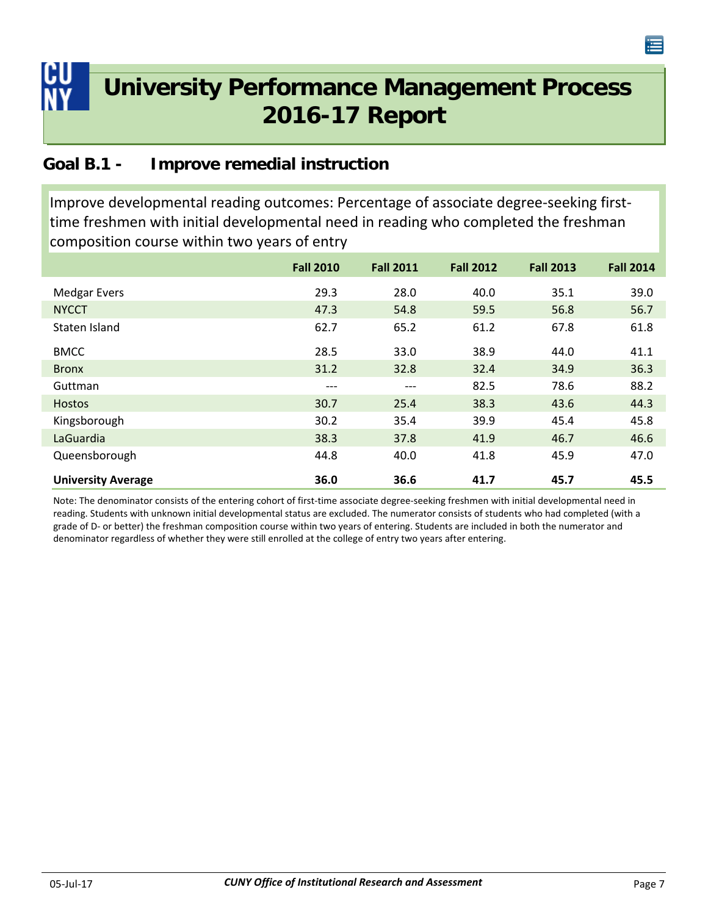# University Performance Management Process 2016-17 Report

## Goal B.1 - Improve remedial instruction

Improve developmental reading outcomes: Percentage of associate degree-seeking first-time freshmen with initial developmental need in reading who completed the freshman composition course within two years of entry

| | Fall 2010 | Fall 2011 | Fall 2012 | Fall 2013 | Fall 2014 |
|---|---|---|---|---|---|
| Medgar Evers | 29.3 | 28.0 | 40.0 | 35.1 | 39.0 |
| NYCCT | 47.3 | 54.8 | 59.5 | 56.8 | 56.7 |
| Staten Island | 62.7 | 65.2 | 61.2 | 67.8 | 61.8 |
| BMCC | 28.5 | 33.0 | 38.9 | 44.0 | 41.1 |
| Bronx | 31.2 | 32.8 | 32.4 | 34.9 | 36.3 |
| Guttman | --- | --- | 82.5 | 78.6 | 88.2 |
| Hostos | 30.7 | 25.4 | 38.3 | 43.6 | 44.3 |
| Kingsborough | 30.2 | 35.4 | 39.9 | 45.4 | 45.8 |
| LaGuardia | 38.3 | 37.8 | 41.9 | 46.7 | 46.6 |
| Queensborough | 44.8 | 40.0 | 41.8 | 45.9 | 47.0 |
| **University Average** | **36.0** | **36.6** | **41.7** | **45.7** | **45.5** |

Note: The denominator consists of the entering cohort of first-time associate degree-seeking freshmen with initial developmental need in reading. Students with unknown initial developmental status are excluded. The numerator consists of students who had completed (with a grade of D- or better) the freshman composition course within two years of entering. Students are included in both the numerator and denominator regardless of whether they were still enrolled at the college of entry two years after entering.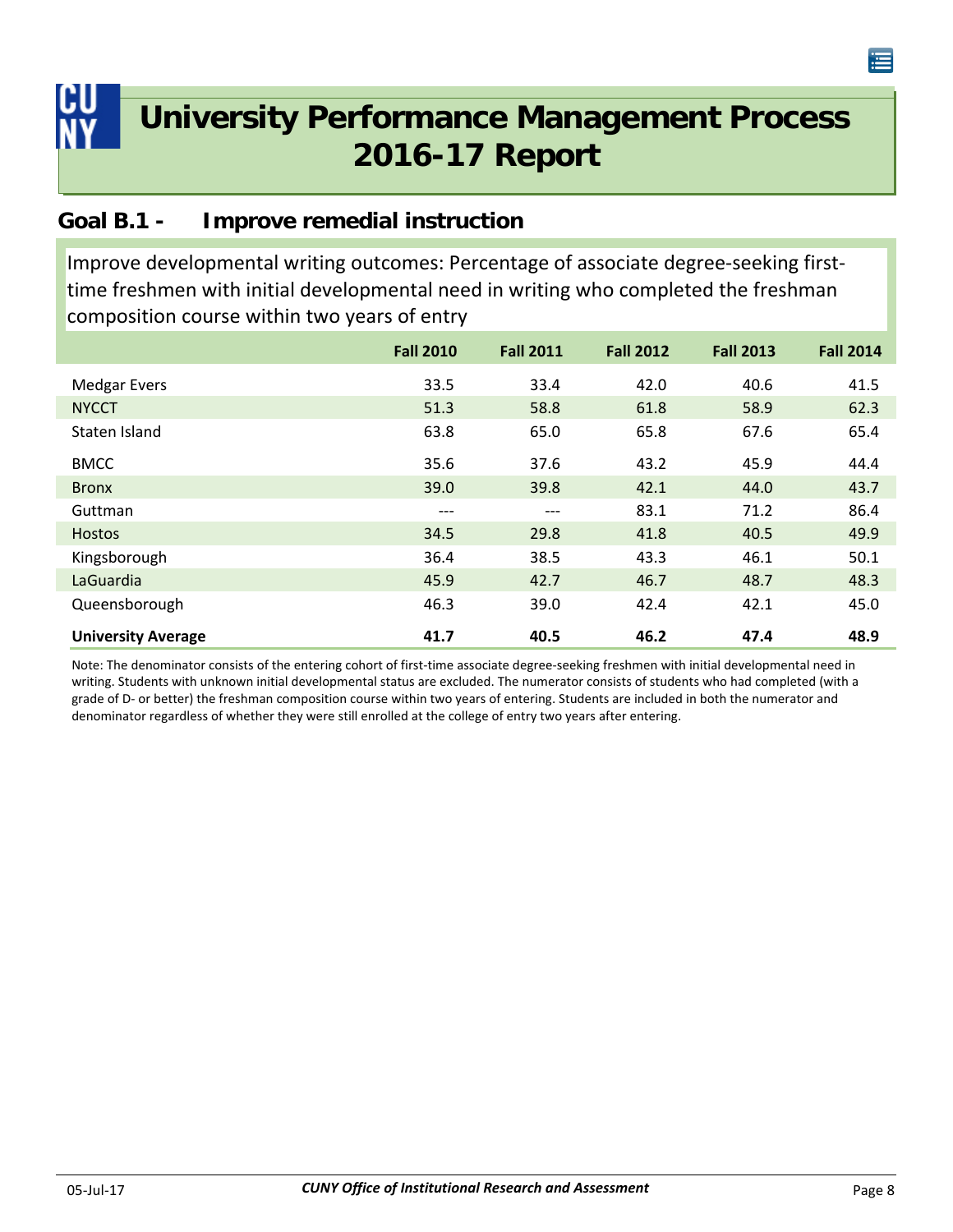# University Performance Management Process 2016-17 Report

## Goal B.1 - Improve remedial instruction

Improve developmental writing outcomes: Percentage of associate degree-seeking first-time freshmen with initial developmental need in writing who completed the freshman composition course within two years of entry

| | Fall 2010 | Fall 2011 | Fall 2012 | Fall 2013 | Fall 2014 |
|---|---|---|---|---|---|
| Medgar Evers | 33.5 | 33.4 | 42.0 | 40.6 | 41.5 |
| NYCCT | 51.3 | 58.8 | 61.8 | 58.9 | 62.3 |
| Staten Island | 63.8 | 65.0 | 65.8 | 67.6 | 65.4 |
| BMCC | 35.6 | 37.6 | 43.2 | 45.9 | 44.4 |
| Bronx | 39.0 | 39.8 | 42.1 | 44.0 | 43.7 |
| Guttman | --- | --- | 83.1 | 71.2 | 86.4 |
| Hostos | 34.5 | 29.8 | 41.8 | 40.5 | 49.9 |
| Kingsborough | 36.4 | 38.5 | 43.3 | 46.1 | 50.1 |
| LaGuardia | 45.9 | 42.7 | 46.7 | 48.7 | 48.3 |
| Queensborough | 46.3 | 39.0 | 42.4 | 42.1 | 45.0 |
| **University Average** | **41.7** | **40.5** | **46.2** | **47.4** | **48.9** |

Note: The denominator consists of the entering cohort of first-time associate degree-seeking freshmen with initial developmental need in writing. Students with unknown initial developmental status are excluded. The numerator consists of students who had completed (with a grade of D- or better) the freshman composition course within two years of entering. Students are included in both the numerator and denominator regardless of whether they were still enrolled at the college of entry two years after entering.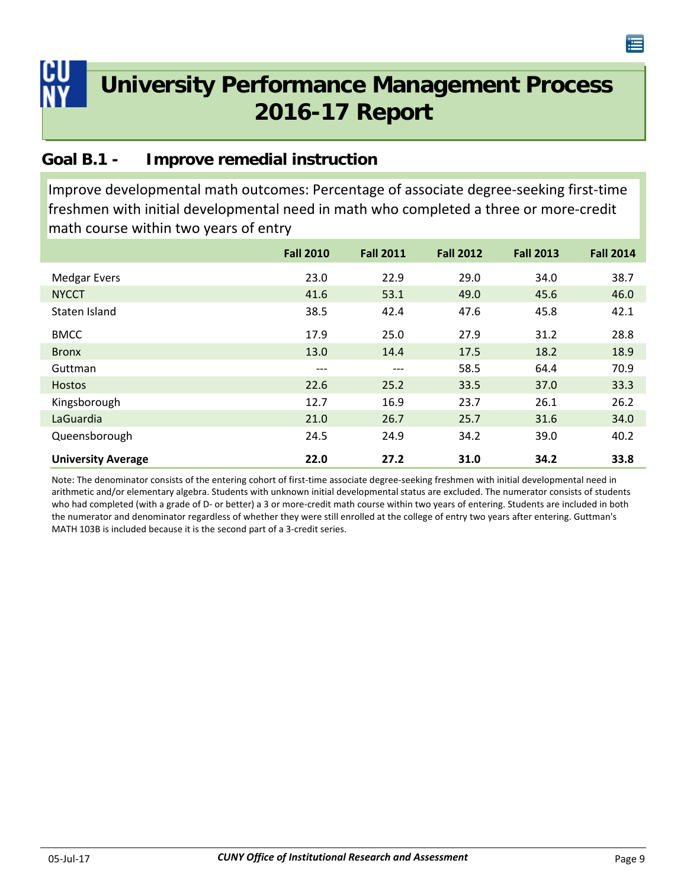# University Performance Management Process 2016-17 Report

## Goal B.1 - Improve remedial instruction

Improve developmental math outcomes: Percentage of associate degree-seeking first-time freshmen with initial developmental need in math who completed a three or more-credit math course within two years of entry

| | Fall 2010 | Fall 2011 | Fall 2012 | Fall 2013 | Fall 2014 |
|---|---|---|---|---|---|
| Medgar Evers | 23.0 | 22.9 | 29.0 | 34.0 | 38.7 |
| NYCCT | 41.6 | 53.1 | 49.0 | 45.6 | 46.0 |
| Staten Island | 38.5 | 42.4 | 47.6 | 45.8 | 42.1 |
| BMCC | 17.9 | 25.0 | 27.9 | 31.2 | 28.8 |
| Bronx | 13.0 | 14.4 | 17.5 | 18.2 | 18.9 |
| Guttman | --- | --- | 58.5 | 64.4 | 70.9 |
| Hostos | 22.6 | 25.2 | 33.5 | 37.0 | 33.3 |
| Kingsborough | 12.7 | 16.9 | 23.7 | 26.1 | 26.2 |
| LaGuardia | 21.0 | 26.7 | 25.7 | 31.6 | 34.0 |
| Queensborough | 24.5 | 24.9 | 34.2 | 39.0 | 40.2 |
| **University Average** | **22.0** | **27.2** | **31.0** | **34.2** | **33.8** |

Note: The denominator consists of the entering cohort of first-time associate degree-seeking freshmen with initial developmental need in arithmetic and/or elementary algebra. Students with unknown initial developmental status are excluded. The numerator consists of students who had completed (with a grade of D- or better) a 3 or more-credit math course within two years of entering. Students are included in both the numerator and denominator regardless of whether they were still enrolled at the college of entry two years after entering. Guttman's MATH 103B is included because it is the second part of a 3-credit series.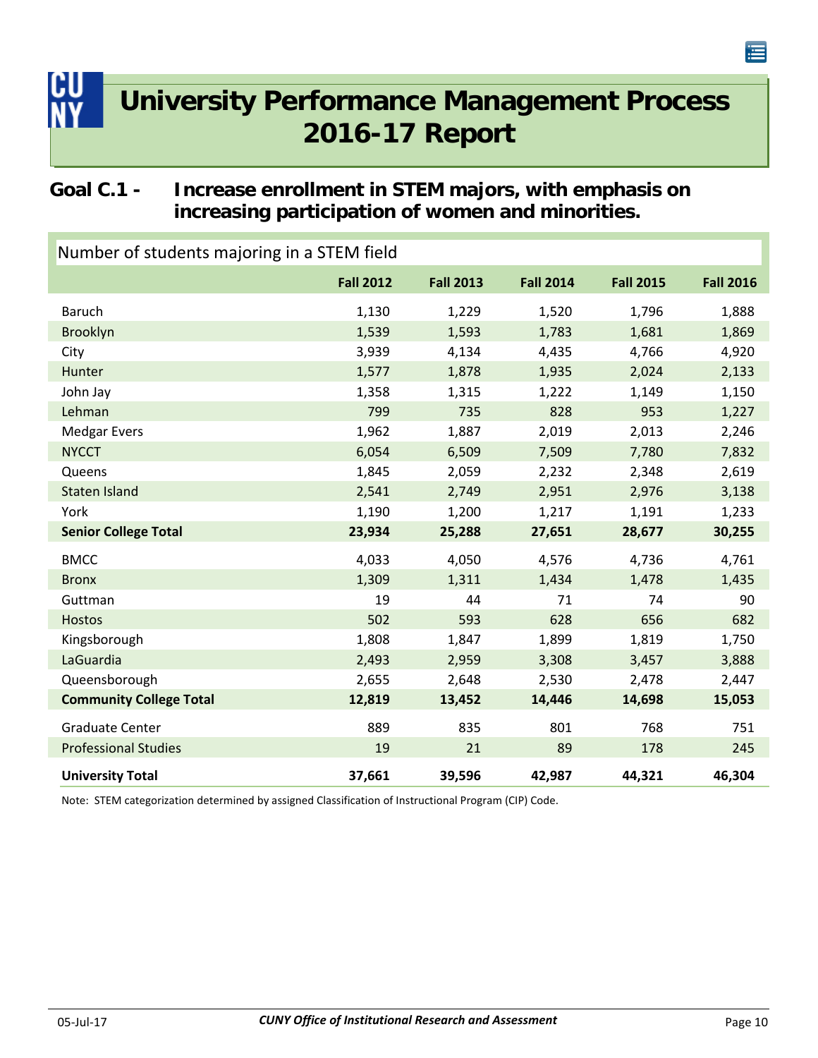# University Performance Management Process 2016-17 Report

## Goal C.1 - Increase enrollment in STEM majors, with emphasis on increasing participation of women and minorities.

Number of students majoring in a STEM field

| | Fall 2012 | Fall 2013 | Fall 2014 | Fall 2015 | Fall 2016 |
|---|---|---|---|---|---|
| Baruch | 1,130 | 1,229 | 1,520 | 1,796 | 1,888 |
| Brooklyn | 1,539 | 1,593 | 1,783 | 1,681 | 1,869 |
| City | 3,939 | 4,134 | 4,435 | 4,766 | 4,920 |
| Hunter | 1,577 | 1,878 | 1,935 | 2,024 | 2,133 |
| John Jay | 1,358 | 1,315 | 1,222 | 1,149 | 1,150 |
| Lehman | 799 | 735 | 828 | 953 | 1,227 |
| Medgar Evers | 1,962 | 1,887 | 2,019 | 2,013 | 2,246 |
| NYCCT | 6,054 | 6,509 | 7,509 | 7,780 | 7,832 |
| Queens | 1,845 | 2,059 | 2,232 | 2,348 | 2,619 |
| Staten Island | 2,541 | 2,749 | 2,951 | 2,976 | 3,138 |
| York | 1,190 | 1,200 | 1,217 | 1,191 | 1,233 |
| **Senior College Total** | **23,934** | **25,288** | **27,651** | **28,677** | **30,255** |
| BMCC | 4,033 | 4,050 | 4,576 | 4,736 | 4,761 |
| Bronx | 1,309 | 1,311 | 1,434 | 1,478 | 1,435 |
| Guttman | 19 | 44 | 71 | 74 | 90 |
| Hostos | 502 | 593 | 628 | 656 | 682 |
| Kingsborough | 1,808 | 1,847 | 1,899 | 1,819 | 1,750 |
| LaGuardia | 2,493 | 2,959 | 3,308 | 3,457 | 3,888 |
| Queensborough | 2,655 | 2,648 | 2,530 | 2,478 | 2,447 |
| **Community College Total** | **12,819** | **13,452** | **14,446** | **14,698** | **15,053** |
| Graduate Center | 889 | 835 | 801 | 768 | 751 |
| Professional Studies | 19 | 21 | 89 | 178 | 245 |
| **University Total** | **37,661** | **39,596** | **42,987** | **44,321** | **46,304** |

Note: STEM categorization determined by assigned Classification of Instructional Program (CIP) Code.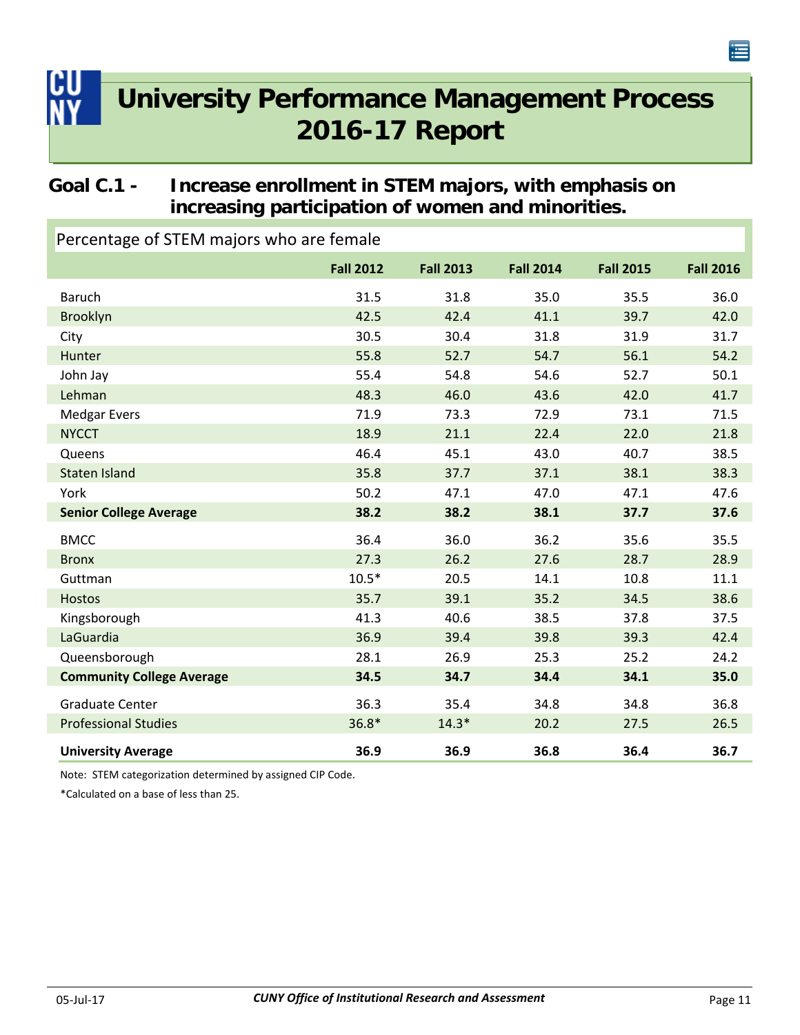# University Performance Management Process 2016-17 Report

## Goal C.1 - Increase enrollment in STEM majors, with emphasis on increasing participation of women and minorities.

Percentage of STEM majors who are female

| | Fall 2012 | Fall 2013 | Fall 2014 | Fall 2015 | Fall 2016 |
|---|---|---|---|---|---|
| Baruch | 31.5 | 31.8 | 35.0 | 35.5 | 36.0 |
| Brooklyn | 42.5 | 42.4 | 41.1 | 39.7 | 42.0 |
| City | 30.5 | 30.4 | 31.8 | 31.9 | 31.7 |
| Hunter | 55.8 | 52.7 | 54.7 | 56.1 | 54.2 |
| John Jay | 55.4 | 54.8 | 54.6 | 52.7 | 50.1 |
| Lehman | 48.3 | 46.0 | 43.6 | 42.0 | 41.7 |
| Medgar Evers | 71.9 | 73.3 | 72.9 | 73.1 | 71.5 |
| NYCCT | 18.9 | 21.1 | 22.4 | 22.0 | 21.8 |
| Queens | 46.4 | 45.1 | 43.0 | 40.7 | 38.5 |
| Staten Island | 35.8 | 37.7 | 37.1 | 38.1 | 38.3 |
| York | 50.2 | 47.1 | 47.0 | 47.1 | 47.6 |
| **Senior College Average** | **38.2** | **38.2** | **38.1** | **37.7** | **37.6** |
| BMCC | 36.4 | 36.0 | 36.2 | 35.6 | 35.5 |
| Bronx | 27.3 | 26.2 | 27.6 | 28.7 | 28.9 |
| Guttman | 10.5* | 20.5 | 14.1 | 10.8 | 11.1 |
| Hostos | 35.7 | 39.1 | 35.2 | 34.5 | 38.6 |
| Kingsborough | 41.3 | 40.6 | 38.5 | 37.8 | 37.5 |
| LaGuardia | 36.9 | 39.4 | 39.8 | 39.3 | 42.4 |
| Queensborough | 28.1 | 26.9 | 25.3 | 25.2 | 24.2 |
| **Community College Average** | **34.5** | **34.7** | **34.4** | **34.1** | **35.0** |
| Graduate Center | 36.3 | 35.4 | 34.8 | 34.8 | 36.8 |
| Professional Studies | 36.8* | 14.3* | 20.2 | 27.5 | 26.5 |
| **University Average** | **36.9** | **36.9** | **36.8** | **36.4** | **36.7** |

Note: STEM categorization determined by assigned CIP Code.

*Calculated on a base of less than 25.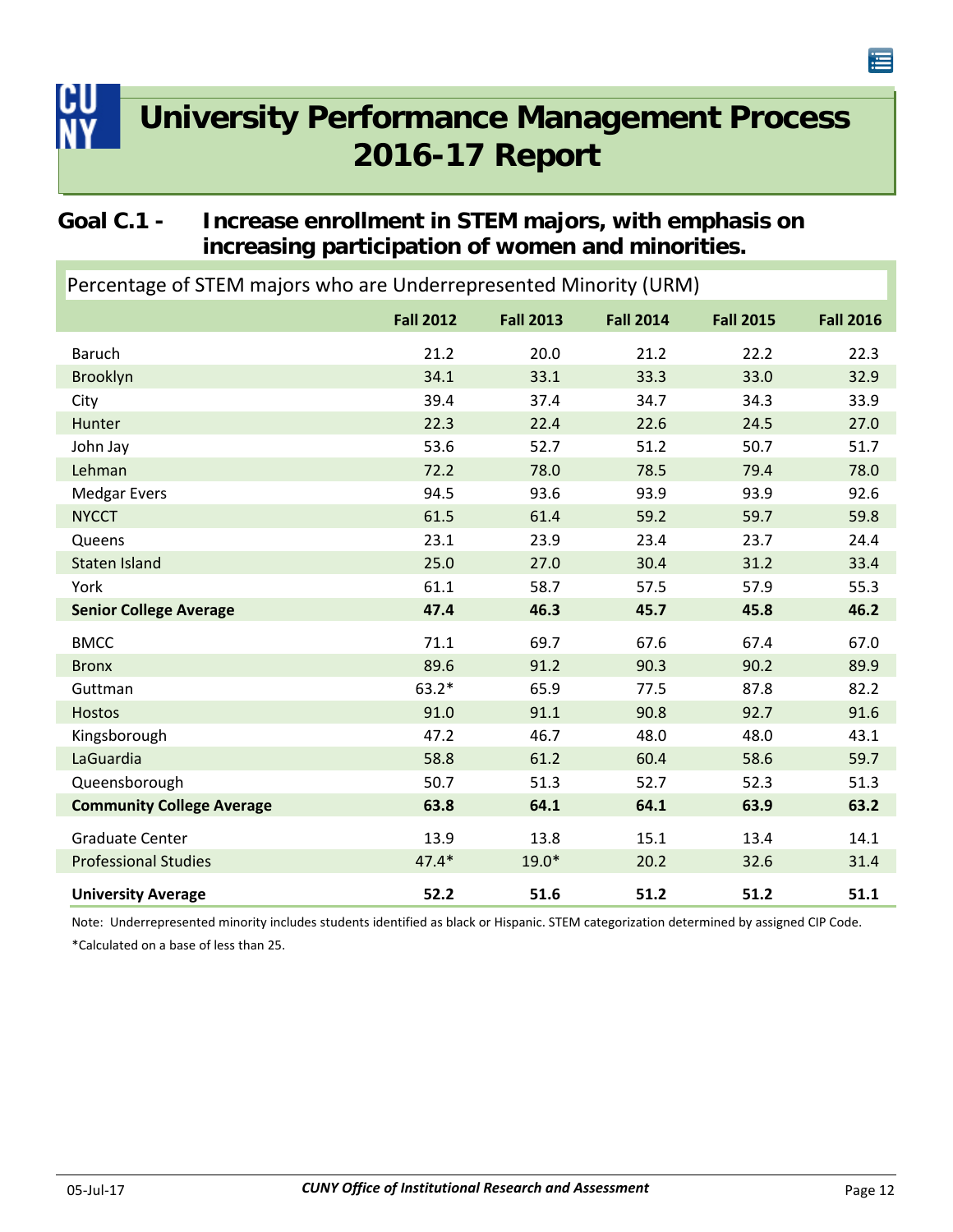# University Performance Management Process 2016-17 Report

## Goal C.1 - Increase enrollment in STEM majors, with emphasis on increasing participation of women and minorities.

Percentage of STEM majors who are Underrepresented Minority (URM)

| | Fall 2012 | Fall 2013 | Fall 2014 | Fall 2015 | Fall 2016 |
|---|---|---|---|---|---|
| Baruch | 21.2 | 20.0 | 21.2 | 22.2 | 22.3 |
| Brooklyn | 34.1 | 33.1 | 33.3 | 33.0 | 32.9 |
| City | 39.4 | 37.4 | 34.7 | 34.3 | 33.9 |
| Hunter | 22.3 | 22.4 | 22.6 | 24.5 | 27.0 |
| John Jay | 53.6 | 52.7 | 51.2 | 50.7 | 51.7 |
| Lehman | 72.2 | 78.0 | 78.5 | 79.4 | 78.0 |
| Medgar Evers | 94.5 | 93.6 | 93.9 | 93.9 | 92.6 |
| NYCCT | 61.5 | 61.4 | 59.2 | 59.7 | 59.8 |
| Queens | 23.1 | 23.9 | 23.4 | 23.7 | 24.4 |
| Staten Island | 25.0 | 27.0 | 30.4 | 31.2 | 33.4 |
| York | 61.1 | 58.7 | 57.5 | 57.9 | 55.3 |
| **Senior College Average** | **47.4** | **46.3** | **45.7** | **45.8** | **46.2** |
| BMCC | 71.1 | 69.7 | 67.6 | 67.4 | 67.0 |
| Bronx | 89.6 | 91.2 | 90.3 | 90.2 | 89.9 |
| Guttman | 63.2* | 65.9 | 77.5 | 87.8 | 82.2 |
| Hostos | 91.0 | 91.1 | 90.8 | 92.7 | 91.6 |
| Kingsborough | 47.2 | 46.7 | 48.0 | 48.0 | 43.1 |
| LaGuardia | 58.8 | 61.2 | 60.4 | 58.6 | 59.7 |
| Queensborough | 50.7 | 51.3 | 52.7 | 52.3 | 51.3 |
| **Community College Average** | **63.8** | **64.1** | **64.1** | **63.9** | **63.2** |
| Graduate Center | 13.9 | 13.8 | 15.1 | 13.4 | 14.1 |
| Professional Studies | 47.4* | 19.0* | 20.2 | 32.6 | 31.4 |
| **University Average** | **52.2** | **51.6** | **51.2** | **51.2** | **51.1** |

Note: Underrepresented minority includes students identified as black or Hispanic. STEM categorization determined by assigned CIP Code.

*Calculated on a base of less than 25.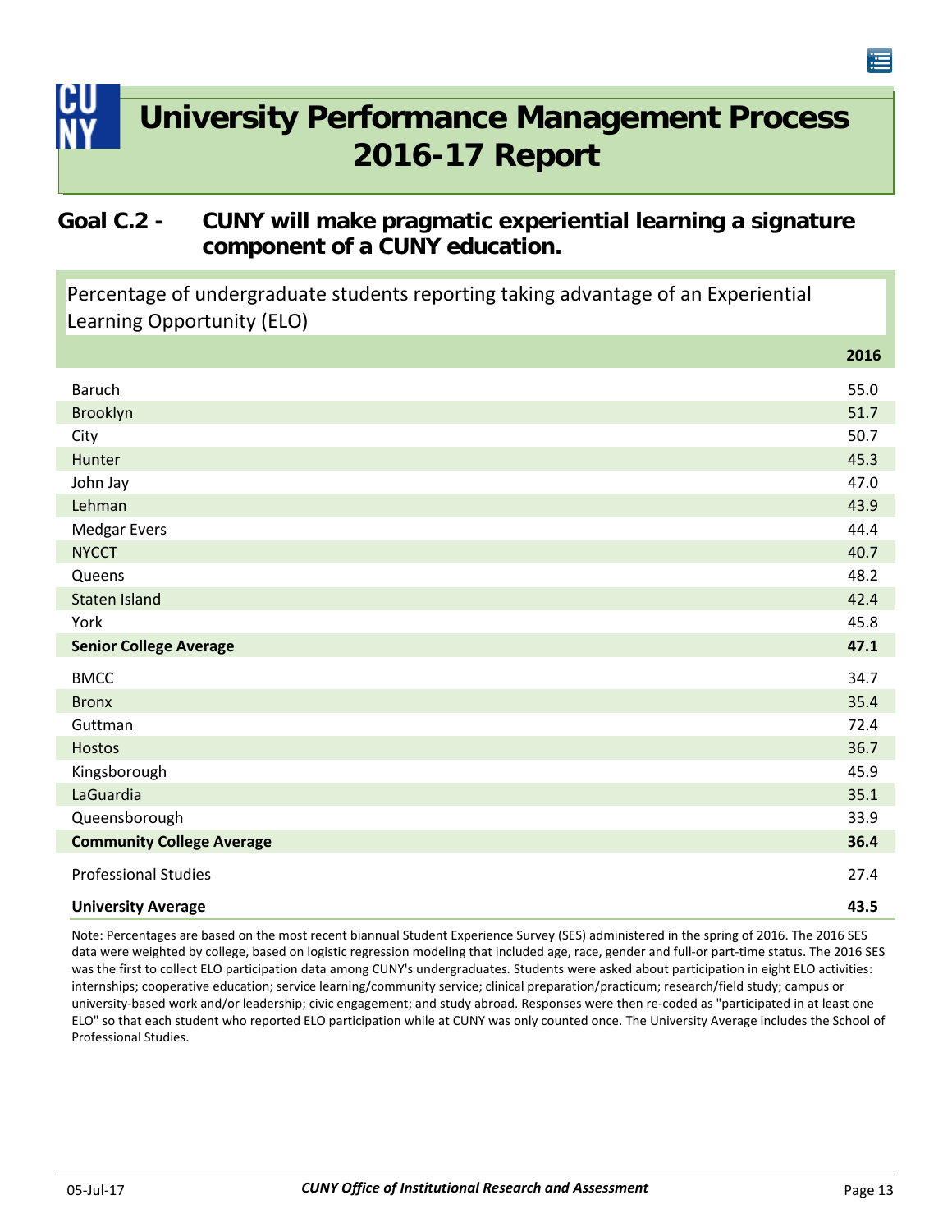# University Performance Management Process 2016-17 Report

## Goal C.2 - CUNY will make pragmatic experiential learning a signature component of a CUNY education.

### Percentage of undergraduate students reporting taking advantage of an Experiential Learning Opportunity (ELO)

| | 2016 |
|---|---|
| Baruch | 55.0 |
| Brooklyn | 51.7 |
| City | 50.7 |
| Hunter | 45.3 |
| John Jay | 47.0 |
| Lehman | 43.9 |
| Medgar Evers | 44.4 |
| NYCCT | 40.7 |
| Queens | 48.2 |
| Staten Island | 42.4 |
| York | 45.8 |
| **Senior College Average** | **47.1** |
| BMCC | 34.7 |
| Bronx | 35.4 |
| Guttman | 72.4 |
| Hostos | 36.7 |
| Kingsborough | 45.9 |
| LaGuardia | 35.1 |
| Queensborough | 33.9 |
| **Community College Average** | **36.4** |
| Professional Studies | 27.4 |
| **University Average** | **43.5** |

Note: Percentages are based on the most recent biannual Student Experience Survey (SES) administered in the spring of 2016. The 2016 SES data were weighted by college, based on logistic regression modeling that included age, race, gender and full-or part-time status. The 2016 SES was the first to collect ELO participation data among CUNY's undergraduates. Students were asked about participation in eight ELO activities: internships; cooperative education; service learning/community service; clinical preparation/practicum; research/field study; campus or university-based work and/or leadership; civic engagement; and study abroad. Responses were then re-coded as "participated in at least one ELO" so that each student who reported ELO participation while at CUNY was only counted once. The University Average includes the School of Professional Studies.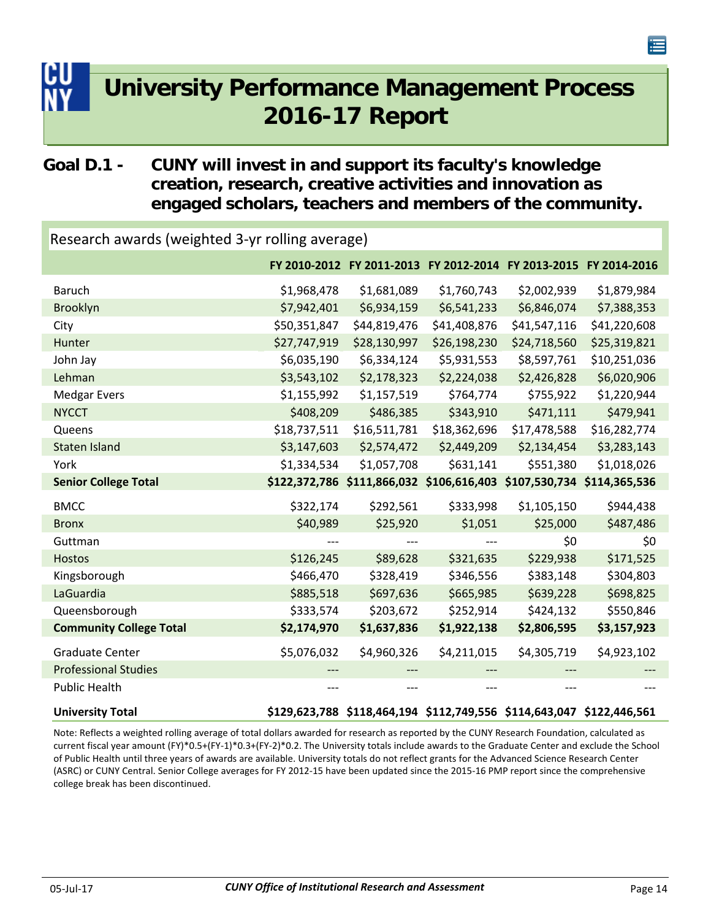# University Performance Management Process 2016-17 Report

## Goal D.1 - CUNY will invest in and support its faculty's knowledge creation, research, creative activities and innovation as engaged scholars, teachers and members of the community.

### Research awards (weighted 3-yr rolling average)

| | FY 2010-2012 | FY 2011-2013 | FY 2012-2014 | FY 2013-2015 | FY 2014-2016 |
|---|---|---|---|---|---|
| Baruch | $1,968,478 | $1,681,089 | $1,760,743 | $2,002,939 | $1,879,984 |
| Brooklyn | $7,942,401 | $6,934,159 | $6,541,233 | $6,846,074 | $7,388,353 |
| City | $50,351,847 | $44,819,476 | $41,408,876 | $41,547,116 | $41,220,608 |
| Hunter | $27,747,919 | $28,130,997 | $26,198,230 | $24,718,560 | $25,319,821 |
| John Jay | $6,035,190 | $6,334,124 | $5,931,553 | $8,597,761 | $10,251,036 |
| Lehman | $3,543,102 | $2,178,323 | $2,224,038 | $2,426,828 | $6,020,906 |
| Medgar Evers | $1,155,992 | $1,157,519 | $764,774 | $755,922 | $1,220,944 |
| NYCCT | $408,209 | $486,385 | $343,910 | $471,111 | $479,941 |
| Queens | $18,737,511 | $16,511,781 | $18,362,696 | $17,478,588 | $16,282,774 |
| Staten Island | $3,147,603 | $2,574,472 | $2,449,209 | $2,134,454 | $3,283,143 |
| York | $1,334,534 | $1,057,708 | $631,141 | $551,380 | $1,018,026 |
| **Senior College Total** | **$122,372,786** | **$111,866,032** | **$106,616,403** | **$107,530,734** | **$114,365,536** |
| BMCC | $322,174 | $292,561 | $333,998 | $1,105,150 | $944,438 |
| Bronx | $40,989 | $25,920 | $1,051 | $25,000 | $487,486 |
| Guttman | --- | --- | --- | $0 | $0 |
| Hostos | $126,245 | $89,628 | $321,635 | $229,938 | $171,525 |
| Kingsborough | $466,470 | $328,419 | $346,556 | $383,148 | $304,803 |
| LaGuardia | $885,518 | $697,636 | $665,985 | $639,228 | $698,825 |
| Queensborough | $333,574 | $203,672 | $252,914 | $424,132 | $550,846 |
| **Community College Total** | **$2,174,970** | **$1,637,836** | **$1,922,138** | **$2,806,595** | **$3,157,923** |
| Graduate Center | $5,076,032 | $4,960,326 | $4,211,015 | $4,305,719 | $4,923,102 |
| Professional Studies | --- | --- | --- | --- | --- |
| Public Health | --- | --- | --- | --- | --- |
| **University Total** | **$129,623,788** | **$118,464,194** | **$112,749,556** | **$114,643,047** | **$122,446,561** |

Note: Reflects a weighted rolling average of total dollars awarded for research as reported by the CUNY Research Foundation, calculated as current fiscal year amount (FY)\*0.5+(FY-1)\*0.3+(FY-2)\*0.2. The University totals include awards to the Graduate Center and exclude the School of Public Health until three years of awards are available. University totals do not reflect grants for the Advanced Science Research Center (ASRC) or CUNY Central. Senior College averages for FY 2012-15 have been updated since the 2015-16 PMP report since the comprehensive college break has been discontinued.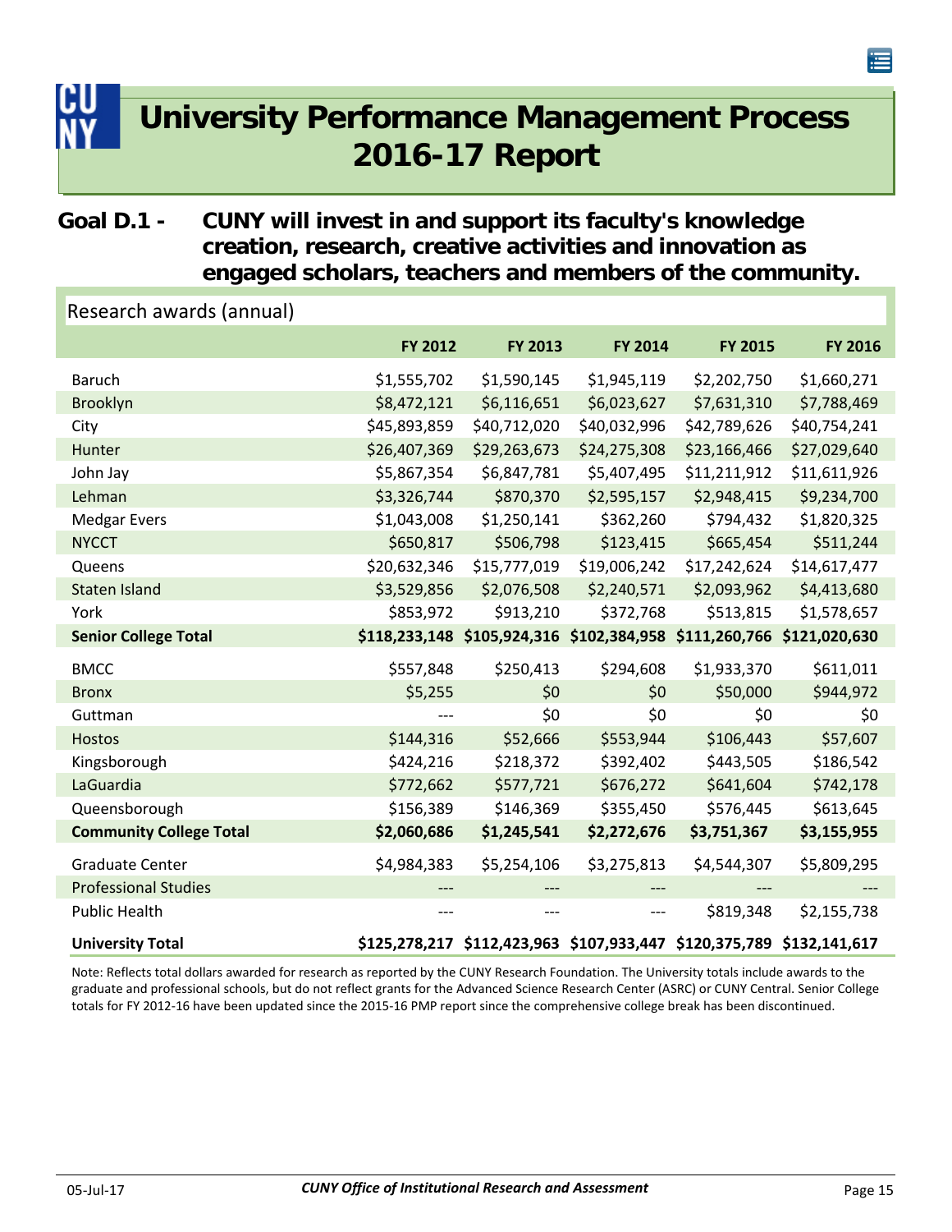# University Performance Management Process 2016-17 Report

## Goal D.1 - CUNY will invest in and support its faculty's knowledge creation, research, creative activities and innovation as engaged scholars, teachers and members of the community.

### Research awards (annual)

| | FY 2012 | FY 2013 | FY 2014 | FY 2015 | FY 2016 |
|---|---|---|---|---|---|
| Baruch | $1,555,702 | $1,590,145 | $1,945,119 | $2,202,750 | $1,660,271 |
| Brooklyn | $8,472,121 | $6,116,651 | $6,023,627 | $7,631,310 | $7,788,469 |
| City | $45,893,859 | $40,712,020 | $40,032,996 | $42,789,626 | $40,754,241 |
| Hunter | $26,407,369 | $29,263,673 | $24,275,308 | $23,166,466 | $27,029,640 |
| John Jay | $5,867,354 | $6,847,781 | $5,407,495 | $11,211,912 | $11,611,926 |
| Lehman | $3,326,744 | $870,370 | $2,595,157 | $2,948,415 | $9,234,700 |
| Medgar Evers | $1,043,008 | $1,250,141 | $362,260 | $794,432 | $1,820,325 |
| NYCCT | $650,817 | $506,798 | $123,415 | $665,454 | $511,244 |
| Queens | $20,632,346 | $15,777,019 | $19,006,242 | $17,242,624 | $14,617,477 |
| Staten Island | $3,529,856 | $2,076,508 | $2,240,571 | $2,093,962 | $4,413,680 |
| York | $853,972 | $913,210 | $372,768 | $513,815 | $1,578,657 |
| **Senior College Total** | **$118,233,148** | **$105,924,316** | **$102,384,958** | **$111,260,766** | **$121,020,630** |
| BMCC | $557,848 | $250,413 | $294,608 | $1,933,370 | $611,011 |
| Bronx | $5,255 | $0 | $0 | $50,000 | $944,972 |
| Guttman | --- | $0 | $0 | $0 | $0 |
| Hostos | $144,316 | $52,666 | $553,944 | $106,443 | $57,607 |
| Kingsborough | $424,216 | $218,372 | $392,402 | $443,505 | $186,542 |
| LaGuardia | $772,662 | $577,721 | $676,272 | $641,604 | $742,178 |
| Queensborough | $156,389 | $146,369 | $355,450 | $576,445 | $613,645 |
| **Community College Total** | **$2,060,686** | **$1,245,541** | **$2,272,676** | **$3,751,367** | **$3,155,955** |
| Graduate Center | $4,984,383 | $5,254,106 | $3,275,813 | $4,544,307 | $5,809,295 |
| Professional Studies | --- | --- | --- | --- | --- |
| Public Health | --- | --- | --- | $819,348 | $2,155,738 |
| **University Total** | **$125,278,217** | **$112,423,963** | **$107,933,447** | **$120,375,789** | **$132,141,617** |

Note: Reflects total dollars awarded for research as reported by the CUNY Research Foundation. The University totals include awards to the graduate and professional schools, but do not reflect grants for the Advanced Science Research Center (ASRC) or CUNY Central. Senior College totals for FY 2012-16 have been updated since the 2015-16 PMP report since the comprehensive college break has been discontinued.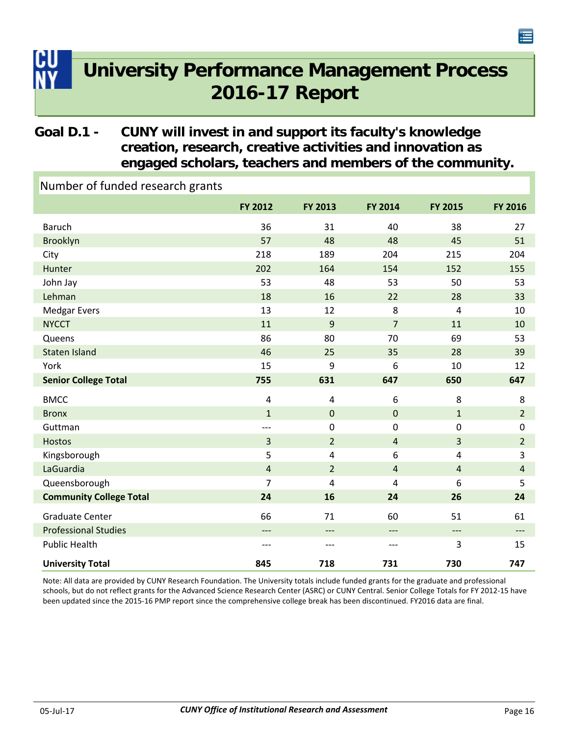# University Performance Management Process 2016-17 Report

## Goal D.1 - CUNY will invest in and support its faculty's knowledge creation, research, creative activities and innovation as engaged scholars, teachers and members of the community.

### Number of funded research grants

| | FY 2012 | FY 2013 | FY 2014 | FY 2015 | FY 2016 |
|---|---|---|---|---|---|
| Baruch | 36 | 31 | 40 | 38 | 27 |
| Brooklyn | 57 | 48 | 48 | 45 | 51 |
| City | 218 | 189 | 204 | 215 | 204 |
| Hunter | 202 | 164 | 154 | 152 | 155 |
| John Jay | 53 | 48 | 53 | 50 | 53 |
| Lehman | 18 | 16 | 22 | 28 | 33 |
| Medgar Evers | 13 | 12 | 8 | 4 | 10 |
| NYCCT | 11 | 9 | 7 | 11 | 10 |
| Queens | 86 | 80 | 70 | 69 | 53 |
| Staten Island | 46 | 25 | 35 | 28 | 39 |
| York | 15 | 9 | 6 | 10 | 12 |
| **Senior College Total** | **755** | **631** | **647** | **650** | **647** |
| BMCC | 4 | 4 | 6 | 8 | 8 |
| Bronx | 1 | 0 | 0 | 1 | 2 |
| Guttman | --- | 0 | 0 | 0 | 0 |
| Hostos | 3 | 2 | 4 | 3 | 2 |
| Kingsborough | 5 | 4 | 6 | 4 | 3 |
| LaGuardia | 4 | 2 | 4 | 4 | 4 |
| Queensborough | 7 | 4 | 4 | 6 | 5 |
| **Community College Total** | **24** | **16** | **24** | **26** | **24** |
| Graduate Center | 66 | 71 | 60 | 51 | 61 |
| Professional Studies | --- | --- | --- | --- | --- |
| Public Health | --- | --- | --- | 3 | 15 |
| **University Total** | **845** | **718** | **731** | **730** | **747** |

Note: All data are provided by CUNY Research Foundation. The University totals include funded grants for the graduate and professional schools, but do not reflect grants for the Advanced Science Research Center (ASRC) or CUNY Central. Senior College Totals for FY 2012-15 have been updated since the 2015-16 PMP report since the comprehensive college break has been discontinued. FY2016 data are final.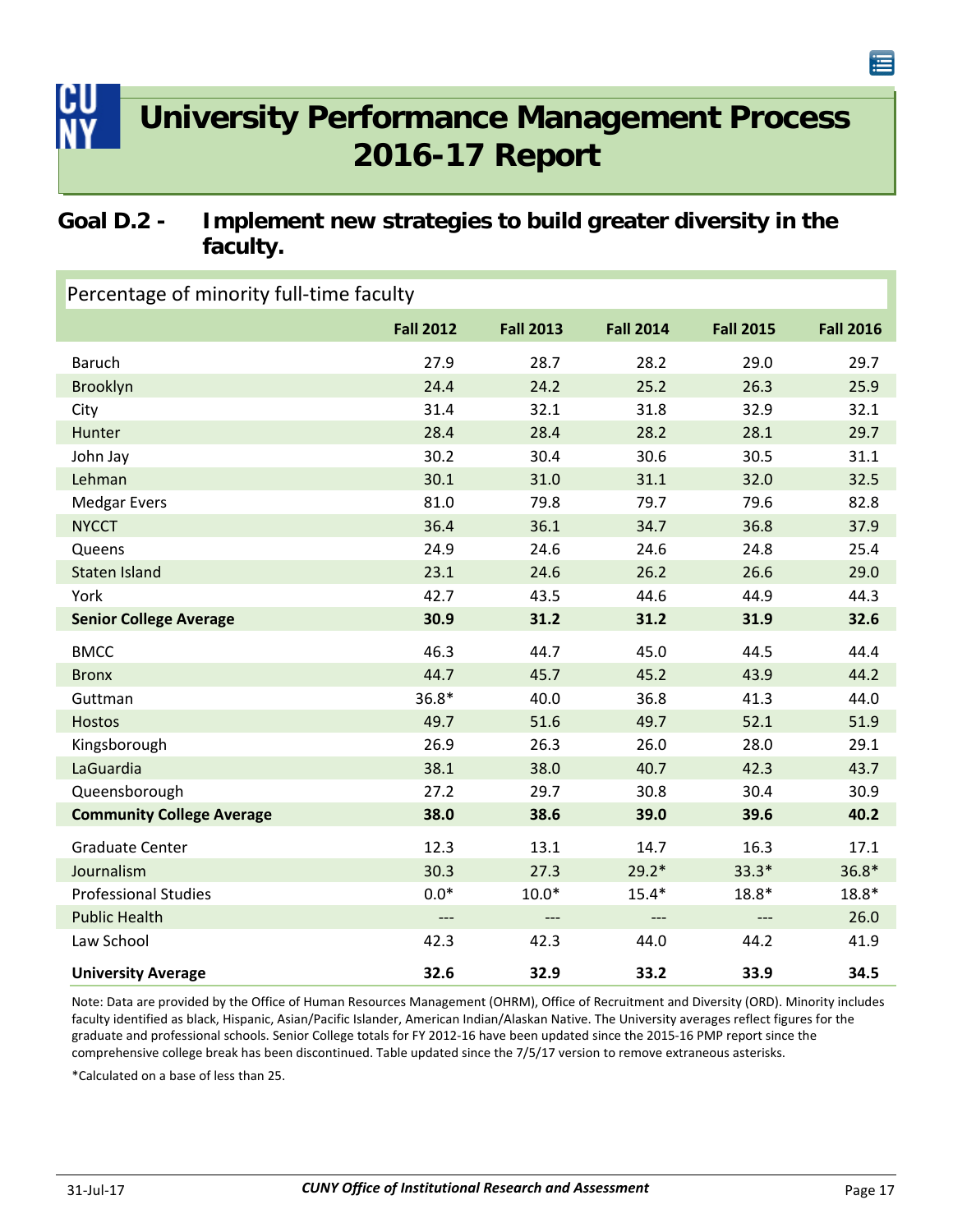# University Performance Management Process 2016-17 Report

## Goal D.2 - Implement new strategies to build greater diversity in the faculty.

Percentage of minority full-time faculty

| | Fall 2012 | Fall 2013 | Fall 2014 | Fall 2015 | Fall 2016 |
|---|---|---|---|---|---|
| Baruch | 27.9 | 28.7 | 28.2 | 29.0 | 29.7 |
| Brooklyn | 24.4 | 24.2 | 25.2 | 26.3 | 25.9 |
| City | 31.4 | 32.1 | 31.8 | 32.9 | 32.1 |
| Hunter | 28.4 | 28.4 | 28.2 | 28.1 | 29.7 |
| John Jay | 30.2 | 30.4 | 30.6 | 30.5 | 31.1 |
| Lehman | 30.1 | 31.0 | 31.1 | 32.0 | 32.5 |
| Medgar Evers | 81.0 | 79.8 | 79.7 | 79.6 | 82.8 |
| NYCCT | 36.4 | 36.1 | 34.7 | 36.8 | 37.9 |
| Queens | 24.9 | 24.6 | 24.6 | 24.8 | 25.4 |
| Staten Island | 23.1 | 24.6 | 26.2 | 26.6 | 29.0 |
| York | 42.7 | 43.5 | 44.6 | 44.9 | 44.3 |
| **Senior College Average** | **30.9** | **31.2** | **31.2** | **31.9** | **32.6** |
| BMCC | 46.3 | 44.7 | 45.0 | 44.5 | 44.4 |
| Bronx | 44.7 | 45.7 | 45.2 | 43.9 | 44.2 |
| Guttman | 36.8* | 40.0 | 36.8 | 41.3 | 44.0 |
| Hostos | 49.7 | 51.6 | 49.7 | 52.1 | 51.9 |
| Kingsborough | 26.9 | 26.3 | 26.0 | 28.0 | 29.1 |
| LaGuardia | 38.1 | 38.0 | 40.7 | 42.3 | 43.7 |
| Queensborough | 27.2 | 29.7 | 30.8 | 30.4 | 30.9 |
| **Community College Average** | **38.0** | **38.6** | **39.0** | **39.6** | **40.2** |
| Graduate Center | 12.3 | 13.1 | 14.7 | 16.3 | 17.1 |
| Journalism | 30.3 | 27.3 | 29.2* | 33.3* | 36.8* |
| Professional Studies | 0.0* | 10.0* | 15.4* | 18.8* | 18.8* |
| Public Health | --- | --- | --- | --- | 26.0 |
| Law School | 42.3 | 42.3 | 44.0 | 44.2 | 41.9 |
| **University Average** | **32.6** | **32.9** | **33.2** | **33.9** | **34.5** |

Note: Data are provided by the Office of Human Resources Management (OHRM), Office of Recruitment and Diversity (ORD). Minority includes faculty identified as black, Hispanic, Asian/Pacific Islander, American Indian/Alaskan Native. The University averages reflect figures for the graduate and professional schools. Senior College totals for FY 2012-16 have been updated since the 2015-16 PMP report since the comprehensive college break has been discontinued. Table updated since the 7/5/17 version to remove extraneous asterisks.

*Calculated on a base of less than 25.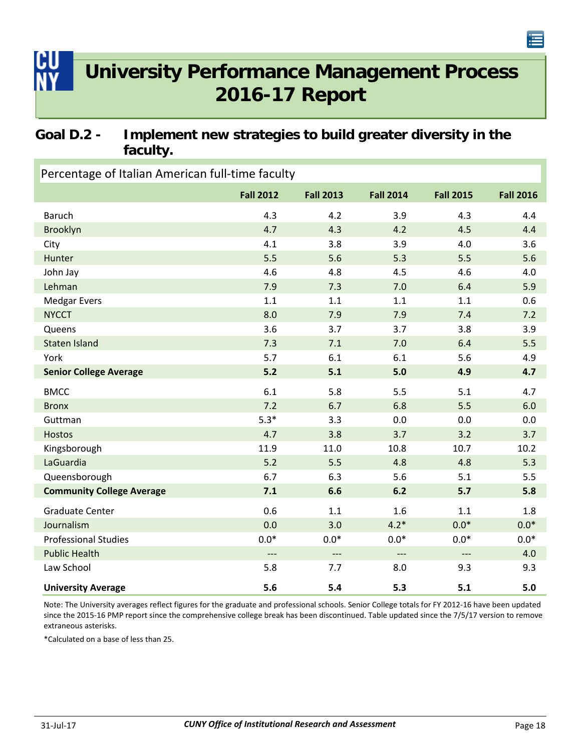# University Performance Management Process 2016-17 Report

## Goal D.2 - Implement new strategies to build greater diversity in the faculty.

Percentage of Italian American full-time faculty

| | Fall 2012 | Fall 2013 | Fall 2014 | Fall 2015 | Fall 2016 |
|---|---|---|---|---|---|
| Baruch | 4.3 | 4.2 | 3.9 | 4.3 | 4.4 |
| Brooklyn | 4.7 | 4.3 | 4.2 | 4.5 | 4.4 |
| City | 4.1 | 3.8 | 3.9 | 4.0 | 3.6 |
| Hunter | 5.5 | 5.6 | 5.3 | 5.5 | 5.6 |
| John Jay | 4.6 | 4.8 | 4.5 | 4.6 | 4.0 |
| Lehman | 7.9 | 7.3 | 7.0 | 6.4 | 5.9 |
| Medgar Evers | 1.1 | 1.1 | 1.1 | 1.1 | 0.6 |
| NYCCT | 8.0 | 7.9 | 7.9 | 7.4 | 7.2 |
| Queens | 3.6 | 3.7 | 3.7 | 3.8 | 3.9 |
| Staten Island | 7.3 | 7.1 | 7.0 | 6.4 | 5.5 |
| York | 5.7 | 6.1 | 6.1 | 5.6 | 4.9 |
| **Senior College Average** | **5.2** | **5.1** | **5.0** | **4.9** | **4.7** |
| BMCC | 6.1 | 5.8 | 5.5 | 5.1 | 4.7 |
| Bronx | 7.2 | 6.7 | 6.8 | 5.5 | 6.0 |
| Guttman | 5.3* | 3.3 | 0.0 | 0.0 | 0.0 |
| Hostos | 4.7 | 3.8 | 3.7 | 3.2 | 3.7 |
| Kingsborough | 11.9 | 11.0 | 10.8 | 10.7 | 10.2 |
| LaGuardia | 5.2 | 5.5 | 4.8 | 4.8 | 5.3 |
| Queensborough | 6.7 | 6.3 | 5.6 | 5.1 | 5.5 |
| **Community College Average** | **7.1** | **6.6** | **6.2** | **5.7** | **5.8** |
| Graduate Center | 0.6 | 1.1 | 1.6 | 1.1 | 1.8 |
| Journalism | 0.0 | 3.0 | 4.2* | 0.0* | 0.0* |
| Professional Studies | 0.0* | 0.0* | 0.0* | 0.0* | 0.0* |
| Public Health | --- | --- | --- | --- | 4.0 |
| Law School | 5.8 | 7.7 | 8.0 | 9.3 | 9.3 |
| **University Average** | **5.6** | **5.4** | **5.3** | **5.1** | **5.0** |

Note: The University averages reflect figures for the graduate and professional schools. Senior College totals for FY 2012-16 have been updated since the 2015-16 PMP report since the comprehensive college break has been discontinued. Table updated since the 7/5/17 version to remove extraneous asterisks.

*Calculated on a base of less than 25.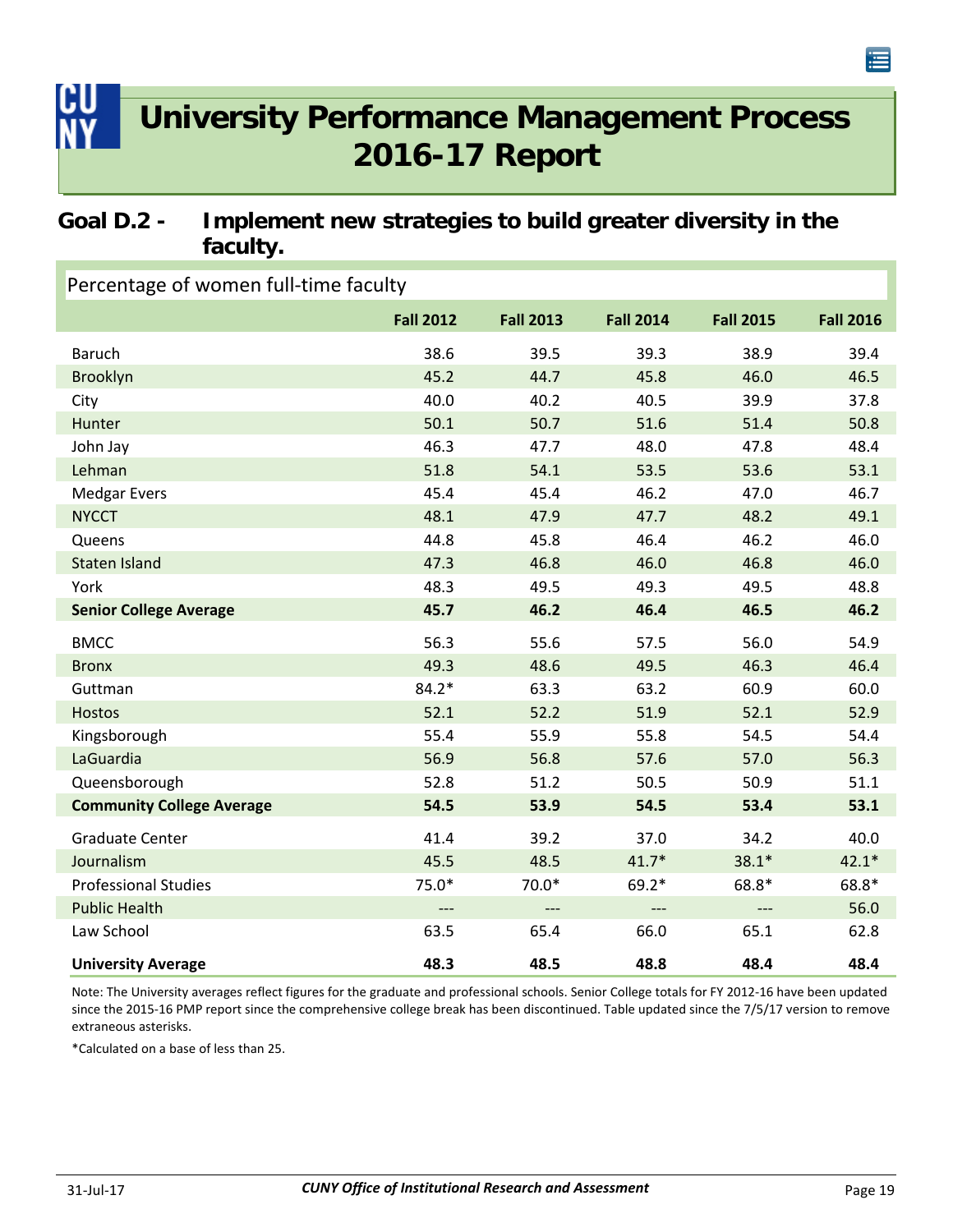# University Performance Management Process 2016-17 Report

## Goal D.2 - Implement new strategies to build greater diversity in the faculty.

Percentage of women full-time faculty

| | Fall 2012 | Fall 2013 | Fall 2014 | Fall 2015 | Fall 2016 |
|---|---|---|---|---|---|
| Baruch | 38.6 | 39.5 | 39.3 | 38.9 | 39.4 |
| Brooklyn | 45.2 | 44.7 | 45.8 | 46.0 | 46.5 |
| City | 40.0 | 40.2 | 40.5 | 39.9 | 37.8 |
| Hunter | 50.1 | 50.7 | 51.6 | 51.4 | 50.8 |
| John Jay | 46.3 | 47.7 | 48.0 | 47.8 | 48.4 |
| Lehman | 51.8 | 54.1 | 53.5 | 53.6 | 53.1 |
| Medgar Evers | 45.4 | 45.4 | 46.2 | 47.0 | 46.7 |
| NYCCT | 48.1 | 47.9 | 47.7 | 48.2 | 49.1 |
| Queens | 44.8 | 45.8 | 46.4 | 46.2 | 46.0 |
| Staten Island | 47.3 | 46.8 | 46.0 | 46.8 | 46.0 |
| York | 48.3 | 49.5 | 49.3 | 49.5 | 48.8 |
| **Senior College Average** | **45.7** | **46.2** | **46.4** | **46.5** | **46.2** |
| BMCC | 56.3 | 55.6 | 57.5 | 56.0 | 54.9 |
| Bronx | 49.3 | 48.6 | 49.5 | 46.3 | 46.4 |
| Guttman | 84.2* | 63.3 | 63.2 | 60.9 | 60.0 |
| Hostos | 52.1 | 52.2 | 51.9 | 52.1 | 52.9 |
| Kingsborough | 55.4 | 55.9 | 55.8 | 54.5 | 54.4 |
| LaGuardia | 56.9 | 56.8 | 57.6 | 57.0 | 56.3 |
| Queensborough | 52.8 | 51.2 | 50.5 | 50.9 | 51.1 |
| **Community College Average** | **54.5** | **53.9** | **54.5** | **53.4** | **53.1** |
| Graduate Center | 41.4 | 39.2 | 37.0 | 34.2 | 40.0 |
| Journalism | 45.5 | 48.5 | 41.7* | 38.1* | 42.1* |
| Professional Studies | 75.0* | 70.0* | 69.2* | 68.8* | 68.8* |
| Public Health | --- | --- | --- | --- | 56.0 |
| Law School | 63.5 | 65.4 | 66.0 | 65.1 | 62.8 |
| **University Average** | **48.3** | **48.5** | **48.8** | **48.4** | **48.4** |

Note: The University averages reflect figures for the graduate and professional schools. Senior College totals for FY 2012-16 have been updated since the 2015-16 PMP report since the comprehensive college break has been discontinued. Table updated since the 7/5/17 version to remove extraneous asterisks.

*Calculated on a base of less than 25.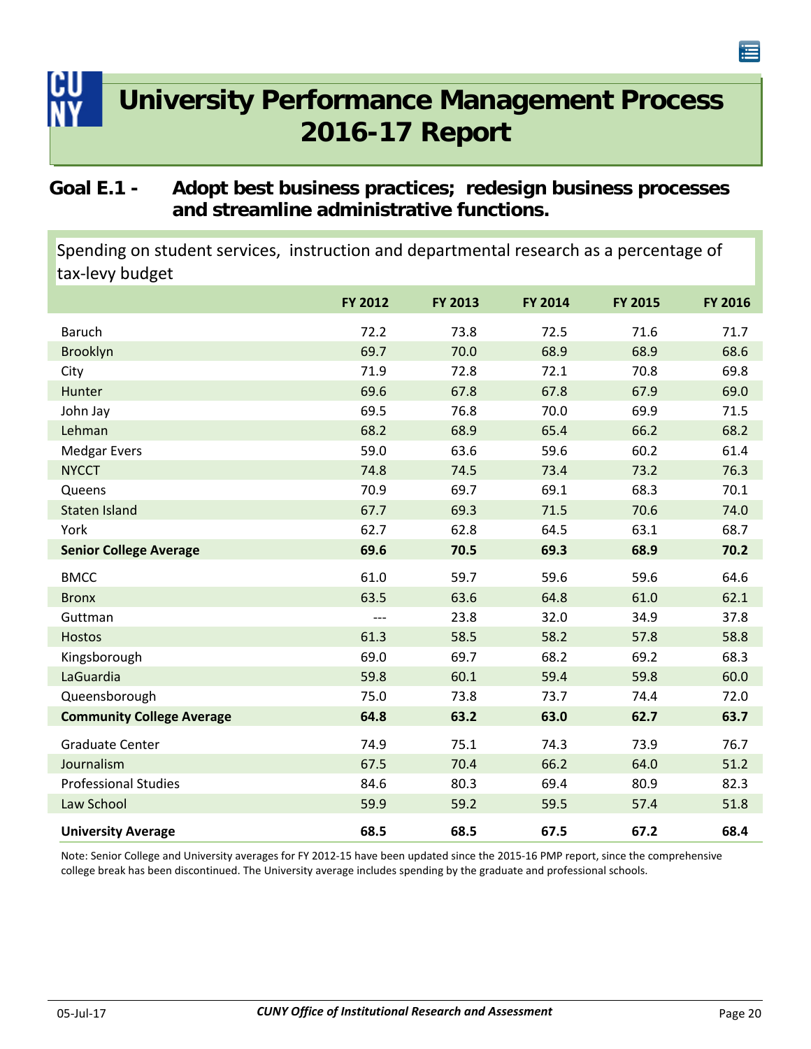# University Performance Management Process 2016-17 Report

## Goal E.1 - Adopt best business practices; redesign business processes and streamline administrative functions.

Spending on student services, instruction and departmental research as a percentage of tax-levy budget

| | FY 2012 | FY 2013 | FY 2014 | FY 2015 | FY 2016 |
|---|---|---|---|---|---|
| Baruch | 72.2 | 73.8 | 72.5 | 71.6 | 71.7 |
| Brooklyn | 69.7 | 70.0 | 68.9 | 68.9 | 68.6 |
| City | 71.9 | 72.8 | 72.1 | 70.8 | 69.8 |
| Hunter | 69.6 | 67.8 | 67.8 | 67.9 | 69.0 |
| John Jay | 69.5 | 76.8 | 70.0 | 69.9 | 71.5 |
| Lehman | 68.2 | 68.9 | 65.4 | 66.2 | 68.2 |
| Medgar Evers | 59.0 | 63.6 | 59.6 | 60.2 | 61.4 |
| NYCCT | 74.8 | 74.5 | 73.4 | 73.2 | 76.3 |
| Queens | 70.9 | 69.7 | 69.1 | 68.3 | 70.1 |
| Staten Island | 67.7 | 69.3 | 71.5 | 70.6 | 74.0 |
| York | 62.7 | 62.8 | 64.5 | 63.1 | 68.7 |
| **Senior College Average** | **69.6** | **70.5** | **69.3** | **68.9** | **70.2** |
| BMCC | 61.0 | 59.7 | 59.6 | 59.6 | 64.6 |
| Bronx | 63.5 | 63.6 | 64.8 | 61.0 | 62.1 |
| Guttman | --- | 23.8 | 32.0 | 34.9 | 37.8 |
| Hostos | 61.3 | 58.5 | 58.2 | 57.8 | 58.8 |
| Kingsborough | 69.0 | 69.7 | 68.2 | 69.2 | 68.3 |
| LaGuardia | 59.8 | 60.1 | 59.4 | 59.8 | 60.0 |
| Queensborough | 75.0 | 73.8 | 73.7 | 74.4 | 72.0 |
| **Community College Average** | **64.8** | **63.2** | **63.0** | **62.7** | **63.7** |
| Graduate Center | 74.9 | 75.1 | 74.3 | 73.9 | 76.7 |
| Journalism | 67.5 | 70.4 | 66.2 | 64.0 | 51.2 |
| Professional Studies | 84.6 | 80.3 | 69.4 | 80.9 | 82.3 |
| Law School | 59.9 | 59.2 | 59.5 | 57.4 | 51.8 |
| **University Average** | **68.5** | **68.5** | **67.5** | **67.2** | **68.4** |

Note: Senior College and University averages for FY 2012-15 have been updated since the 2015-16 PMP report, since the comprehensive college break has been discontinued. The University average includes spending by the graduate and professional schools.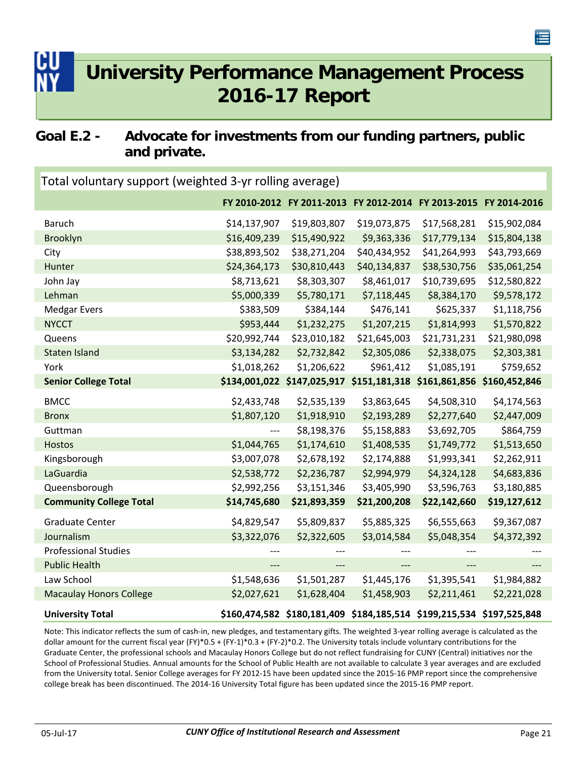# University Performance Management Process 2016-17 Report

## Goal E.2 - Advocate for investments from our funding partners, public and private.

### Total voluntary support (weighted 3-yr rolling average)

| | FY 2010-2012 | FY 2011-2013 | FY 2012-2014 | FY 2013-2015 | FY 2014-2016 |
|---|---|---|---|---|---|
| Baruch | $14,137,907 | $19,803,807 | $19,073,875 | $17,568,281 | $15,902,084 |
| Brooklyn | $16,409,239 | $15,490,922 | $9,363,336 | $17,779,134 | $15,804,138 |
| City | $38,893,502 | $38,271,204 | $40,434,952 | $41,264,993 | $43,793,669 |
| Hunter | $24,364,173 | $30,810,443 | $40,134,837 | $38,530,756 | $35,061,254 |
| John Jay | $8,713,621 | $8,303,307 | $8,461,017 | $10,739,695 | $12,580,822 |
| Lehman | $5,000,339 | $5,780,171 | $7,118,445 | $8,384,170 | $9,578,172 |
| Medgar Evers | $383,509 | $384,144 | $476,141 | $625,337 | $1,118,756 |
| NYCCT | $953,444 | $1,232,275 | $1,207,215 | $1,814,993 | $1,570,822 |
| Queens | $20,992,744 | $23,010,182 | $21,645,003 | $21,731,231 | $21,980,098 |
| Staten Island | $3,134,282 | $2,732,842 | $2,305,086 | $2,338,075 | $2,303,381 |
| York | $1,018,262 | $1,206,622 | $961,412 | $1,085,191 | $759,652 |
| **Senior College Total** | **$134,001,022** | **$147,025,917** | **$151,181,318** | **$161,861,856** | **$160,452,846** |
| BMCC | $2,433,748 | $2,535,139 | $3,863,645 | $4,508,310 | $4,174,563 |
| Bronx | $1,807,120 | $1,918,910 | $2,193,289 | $2,277,640 | $2,447,009 |
| Guttman | --- | $8,198,376 | $5,158,883 | $3,692,705 | $864,759 |
| Hostos | $1,044,765 | $1,174,610 | $1,408,535 | $1,749,772 | $1,513,650 |
| Kingsborough | $3,007,078 | $2,678,192 | $2,174,888 | $1,993,341 | $2,262,911 |
| LaGuardia | $2,538,772 | $2,236,787 | $2,994,979 | $4,324,128 | $4,683,836 |
| Queensborough | $2,992,256 | $3,151,346 | $3,405,990 | $3,596,763 | $3,180,885 |
| **Community College Total** | **$14,745,680** | **$21,893,359** | **$21,200,208** | **$22,142,660** | **$19,127,612** |
| Graduate Center | $4,829,547 | $5,809,837 | $5,885,325 | $6,555,663 | $9,367,087 |
| Journalism | $3,322,076 | $2,322,605 | $3,014,584 | $5,048,354 | $4,372,392 |
| Professional Studies | --- | --- | --- | --- | --- |
| Public Health | --- | --- | --- | --- | --- |
| Law School | $1,548,636 | $1,501,287 | $1,445,176 | $1,395,541 | $1,984,882 |
| Macaulay Honors College | $2,027,621 | $1,628,404 | $1,458,903 | $2,211,461 | $2,221,028 |
| **University Total** | **$160,474,582** | **$180,181,409** | **$184,185,514** | **$199,215,534** | **$197,525,848** |

Note: This indicator reflects the sum of cash-in, new pledges, and testamentary gifts. The weighted 3-year rolling average is calculated as the dollar amount for the current fiscal year (FY)*0.5 + (FY-1)*0.3 + (FY-2)*0.2. The University totals include voluntary contributions for the Graduate Center, the professional schools and Macaulay Honors College but do not reflect fundraising for CUNY (Central) initiatives nor the School of Professional Studies. Annual amounts for the School of Public Health are not available to calculate 3 year averages and are excluded from the University total. Senior College averages for FY 2012-15 have been updated since the 2015-16 PMP report since the comprehensive college break has been discontinued. The 2014-16 University Total figure has been updated since the 2015-16 PMP report.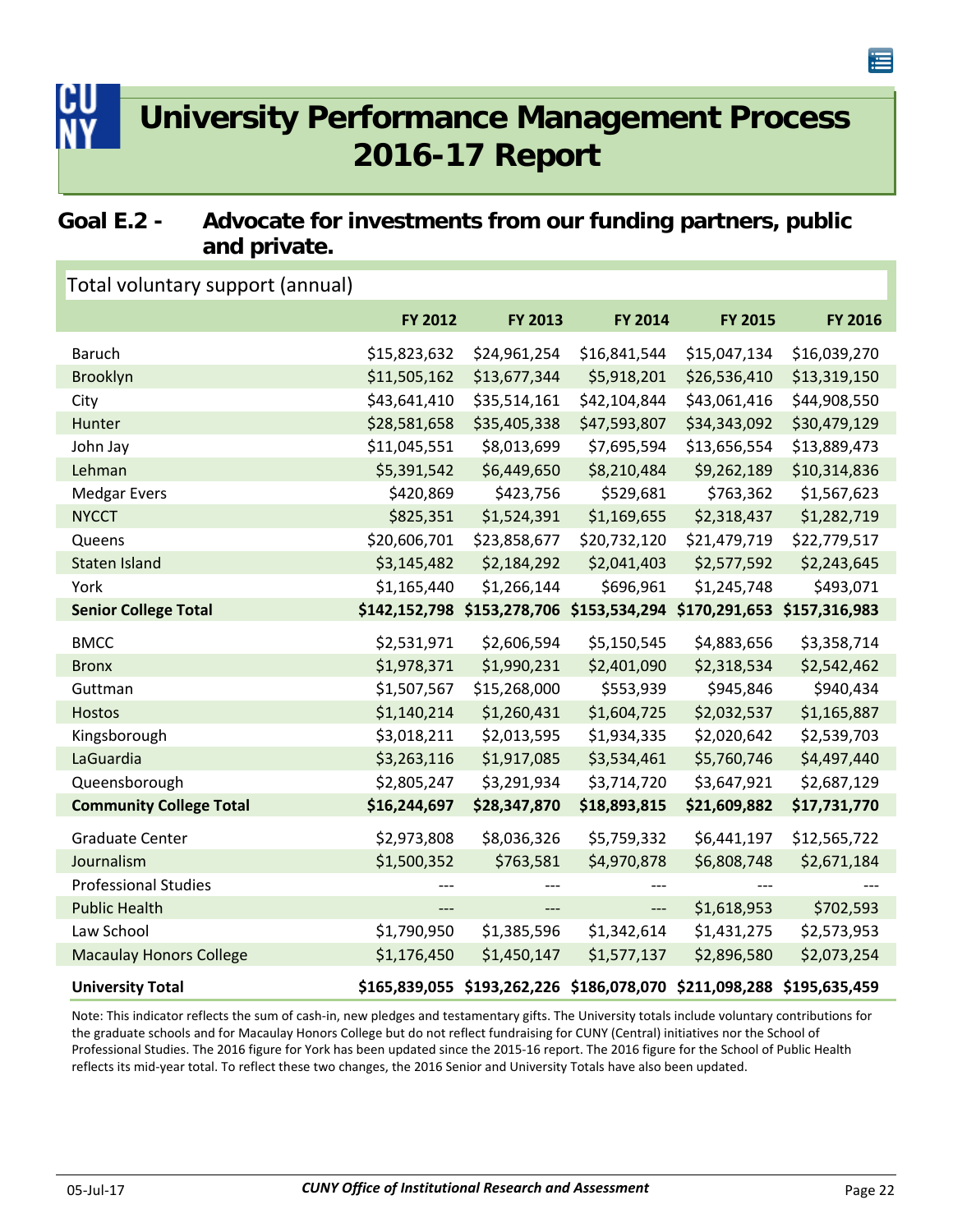# University Performance Management Process 2016-17 Report

## Goal E.2 - Advocate for investments from our funding partners, public and private.

### Total voluntary support (annual)

| | FY 2012 | FY 2013 | FY 2014 | FY 2015 | FY 2016 |
|---|---|---|---|---|---|
| Baruch | $15,823,632 | $24,961,254 | $16,841,544 | $15,047,134 | $16,039,270 |
| Brooklyn | $11,505,162 | $13,677,344 | $5,918,201 | $26,536,410 | $13,319,150 |
| City | $43,641,410 | $35,514,161 | $42,104,844 | $43,061,416 | $44,908,550 |
| Hunter | $28,581,658 | $35,405,338 | $47,593,807 | $34,343,092 | $30,479,129 |
| John Jay | $11,045,551 | $8,013,699 | $7,695,594 | $13,656,554 | $13,889,473 |
| Lehman | $5,391,542 | $6,449,650 | $8,210,484 | $9,262,189 | $10,314,836 |
| Medgar Evers | $420,869 | $423,756 | $529,681 | $763,362 | $1,567,623 |
| NYCCT | $825,351 | $1,524,391 | $1,169,655 | $2,318,437 | $1,282,719 |
| Queens | $20,606,701 | $23,858,677 | $20,732,120 | $21,479,719 | $22,779,517 |
| Staten Island | $3,145,482 | $2,184,292 | $2,041,403 | $2,577,592 | $2,243,645 |
| York | $1,165,440 | $1,266,144 | $696,961 | $1,245,748 | $493,071 |
| **Senior College Total** | **$142,152,798** | **$153,278,706** | **$153,534,294** | **$170,291,653** | **$157,316,983** |
| BMCC | $2,531,971 | $2,606,594 | $5,150,545 | $4,883,656 | $3,358,714 |
| Bronx | $1,978,371 | $1,990,231 | $2,401,090 | $2,318,534 | $2,542,462 |
| Guttman | $1,507,567 | $15,268,000 | $553,939 | $945,846 | $940,434 |
| Hostos | $1,140,214 | $1,260,431 | $1,604,725 | $2,032,537 | $1,165,887 |
| Kingsborough | $3,018,211 | $2,013,595 | $1,934,335 | $2,020,642 | $2,539,703 |
| LaGuardia | $3,263,116 | $1,917,085 | $3,534,461 | $5,760,746 | $4,497,440 |
| Queensborough | $2,805,247 | $3,291,934 | $3,714,720 | $3,647,921 | $2,687,129 |
| **Community College Total** | **$16,244,697** | **$28,347,870** | **$18,893,815** | **$21,609,882** | **$17,731,770** |
| Graduate Center | $2,973,808 | $8,036,326 | $5,759,332 | $6,441,197 | $12,565,722 |
| Journalism | $1,500,352 | $763,581 | $4,970,878 | $6,808,748 | $2,671,184 |
| Professional Studies | --- | --- | --- | --- | --- |
| Public Health | --- | --- | --- | $1,618,953 | $702,593 |
| Law School | $1,790,950 | $1,385,596 | $1,342,614 | $1,431,275 | $2,573,953 |
| Macaulay Honors College | $1,176,450 | $1,450,147 | $1,577,137 | $2,896,580 | $2,073,254 |
| **University Total** | **$165,839,055** | **$193,262,226** | **$186,078,070** | **$211,098,288** | **$195,635,459** |

Note: This indicator reflects the sum of cash-in, new pledges and testamentary gifts. The University totals include voluntary contributions for the graduate schools and for Macaulay Honors College but do not reflect fundraising for CUNY (Central) initiatives nor the School of Professional Studies. The 2016 figure for York has been updated since the 2015-16 report. The 2016 figure for the School of Public Health reflects its mid-year total. To reflect these two changes, the 2016 Senior and University Totals have also been updated.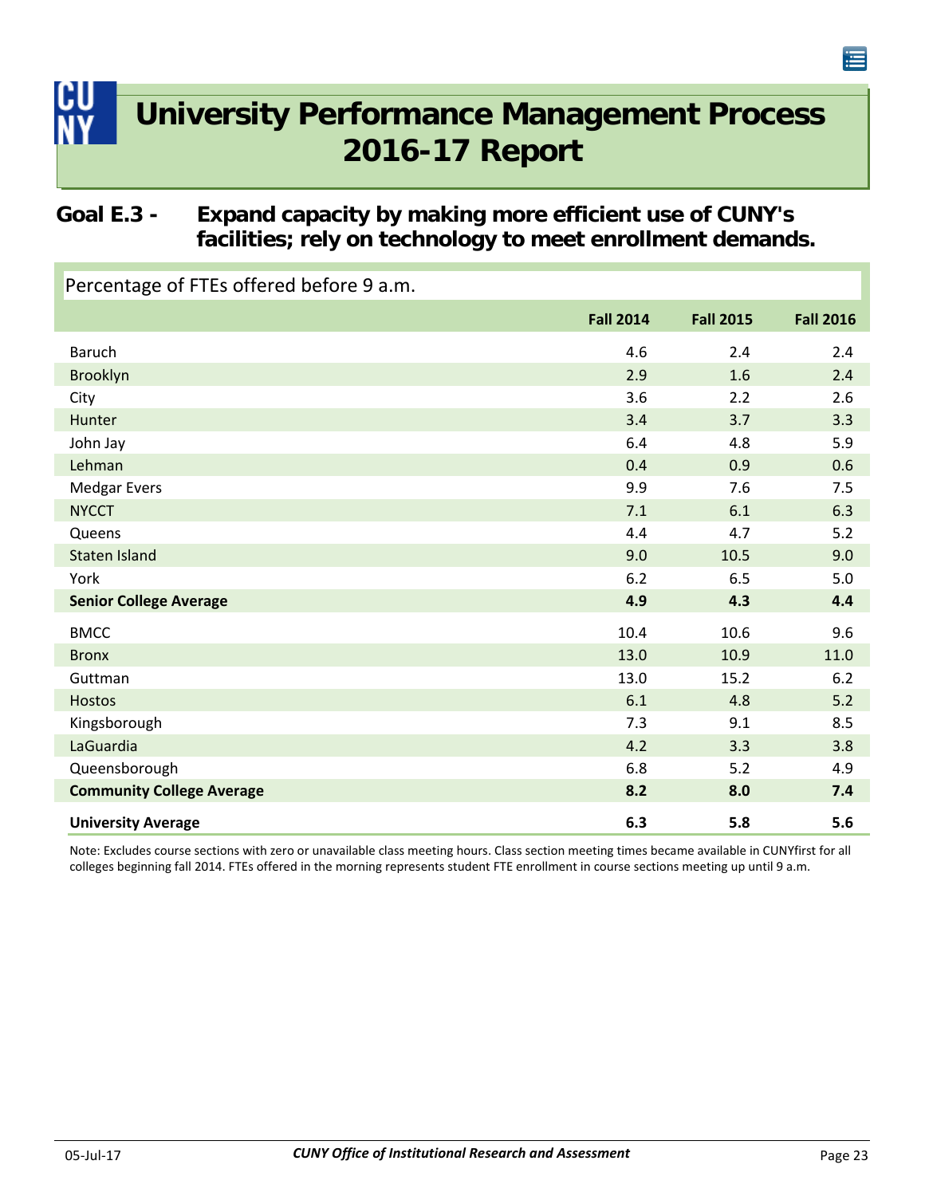# University Performance Management Process 2016-17 Report

## Goal E.3 - Expand capacity by making more efficient use of CUNY's facilities; rely on technology to meet enrollment demands.

### Percentage of FTEs offered before 9 a.m.

| | Fall 2014 | Fall 2015 | Fall 2016 |
|---|---|---|---|
| Baruch | 4.6 | 2.4 | 2.4 |
| Brooklyn | 2.9 | 1.6 | 2.4 |
| City | 3.6 | 2.2 | 2.6 |
| Hunter | 3.4 | 3.7 | 3.3 |
| John Jay | 6.4 | 4.8 | 5.9 |
| Lehman | 0.4 | 0.9 | 0.6 |
| Medgar Evers | 9.9 | 7.6 | 7.5 |
| NYCCT | 7.1 | 6.1 | 6.3 |
| Queens | 4.4 | 4.7 | 5.2 |
| Staten Island | 9.0 | 10.5 | 9.0 |
| York | 6.2 | 6.5 | 5.0 |
| **Senior College Average** | **4.9** | **4.3** | **4.4** |
| BMCC | 10.4 | 10.6 | 9.6 |
| Bronx | 13.0 | 10.9 | 11.0 |
| Guttman | 13.0 | 15.2 | 6.2 |
| Hostos | 6.1 | 4.8 | 5.2 |
| Kingsborough | 7.3 | 9.1 | 8.5 |
| LaGuardia | 4.2 | 3.3 | 3.8 |
| Queensborough | 6.8 | 5.2 | 4.9 |
| **Community College Average** | **8.2** | **8.0** | **7.4** |
| **University Average** | **6.3** | **5.8** | **5.6** |

Note: Excludes course sections with zero or unavailable class meeting hours. Class section meeting times became available in CUNYfirst for all colleges beginning fall 2014. FTEs offered in the morning represents student FTE enrollment in course sections meeting up until 9 a.m.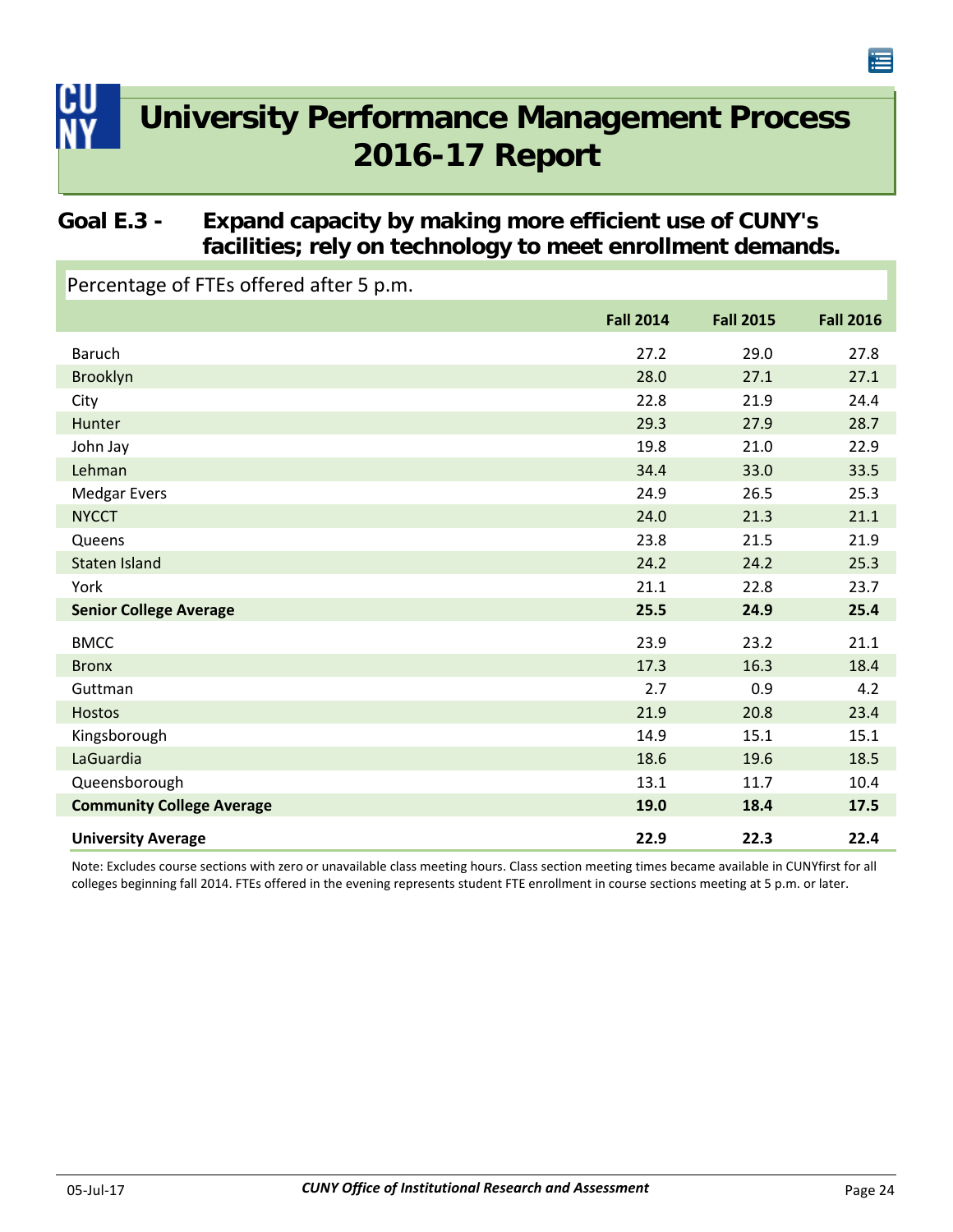# University Performance Management Process 2016-17 Report

## Goal E.3 - Expand capacity by making more efficient use of CUNY's facilities; rely on technology to meet enrollment demands.

### Percentage of FTEs offered after 5 p.m.

| | Fall 2014 | Fall 2015 | Fall 2016 |
|---|---|---|---|
| Baruch | 27.2 | 29.0 | 27.8 |
| Brooklyn | 28.0 | 27.1 | 27.1 |
| City | 22.8 | 21.9 | 24.4 |
| Hunter | 29.3 | 27.9 | 28.7 |
| John Jay | 19.8 | 21.0 | 22.9 |
| Lehman | 34.4 | 33.0 | 33.5 |
| Medgar Evers | 24.9 | 26.5 | 25.3 |
| NYCCT | 24.0 | 21.3 | 21.1 |
| Queens | 23.8 | 21.5 | 21.9 |
| Staten Island | 24.2 | 24.2 | 25.3 |
| York | 21.1 | 22.8 | 23.7 |
| **Senior College Average** | **25.5** | **24.9** | **25.4** |
| BMCC | 23.9 | 23.2 | 21.1 |
| Bronx | 17.3 | 16.3 | 18.4 |
| Guttman | 2.7 | 0.9 | 4.2 |
| Hostos | 21.9 | 20.8 | 23.4 |
| Kingsborough | 14.9 | 15.1 | 15.1 |
| LaGuardia | 18.6 | 19.6 | 18.5 |
| Queensborough | 13.1 | 11.7 | 10.4 |
| **Community College Average** | **19.0** | **18.4** | **17.5** |
| **University Average** | **22.9** | **22.3** | **22.4** |

Note: Excludes course sections with zero or unavailable class meeting hours. Class section meeting times became available in CUNYfirst for all colleges beginning fall 2014. FTEs offered in the evening represents student FTE enrollment in course sections meeting at 5 p.m. or later.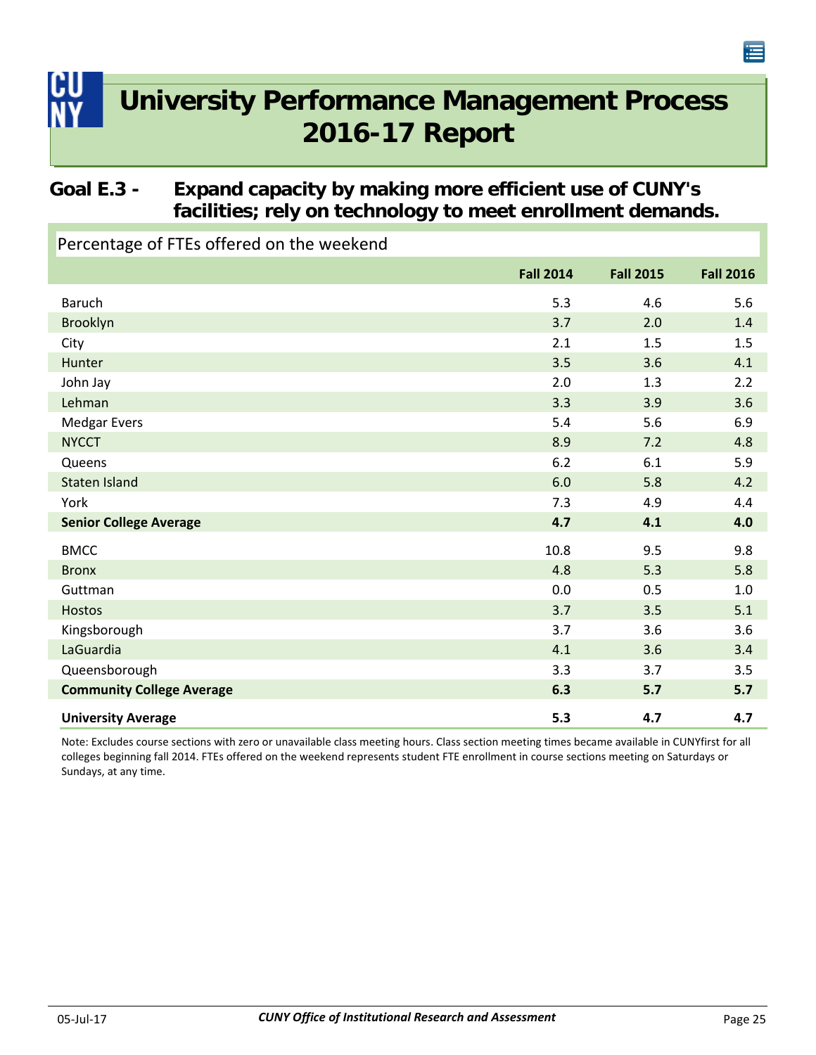# University Performance Management Process 2016-17 Report

## Goal E.3 - Expand capacity by making more efficient use of CUNY's facilities; rely on technology to meet enrollment demands.

### Percentage of FTEs offered on the weekend

| | Fall 2014 | Fall 2015 | Fall 2016 |
|---|---|---|---|
| Baruch | 5.3 | 4.6 | 5.6 |
| Brooklyn | 3.7 | 2.0 | 1.4 |
| City | 2.1 | 1.5 | 1.5 |
| Hunter | 3.5 | 3.6 | 4.1 |
| John Jay | 2.0 | 1.3 | 2.2 |
| Lehman | 3.3 | 3.9 | 3.6 |
| Medgar Evers | 5.4 | 5.6 | 6.9 |
| NYCCT | 8.9 | 7.2 | 4.8 |
| Queens | 6.2 | 6.1 | 5.9 |
| Staten Island | 6.0 | 5.8 | 4.2 |
| York | 7.3 | 4.9 | 4.4 |
| **Senior College Average** | **4.7** | **4.1** | **4.0** |
| BMCC | 10.8 | 9.5 | 9.8 |
| Bronx | 4.8 | 5.3 | 5.8 |
| Guttman | 0.0 | 0.5 | 1.0 |
| Hostos | 3.7 | 3.5 | 5.1 |
| Kingsborough | 3.7 | 3.6 | 3.6 |
| LaGuardia | 4.1 | 3.6 | 3.4 |
| Queensborough | 3.3 | 3.7 | 3.5 |
| **Community College Average** | **6.3** | **5.7** | **5.7** |
| **University Average** | **5.3** | **4.7** | **4.7** |

Note: Excludes course sections with zero or unavailable class meeting hours. Class section meeting times became available in CUNYfirst for all colleges beginning fall 2014. FTEs offered on the weekend represents student FTE enrollment in course sections meeting on Saturdays or Sundays, at any time.